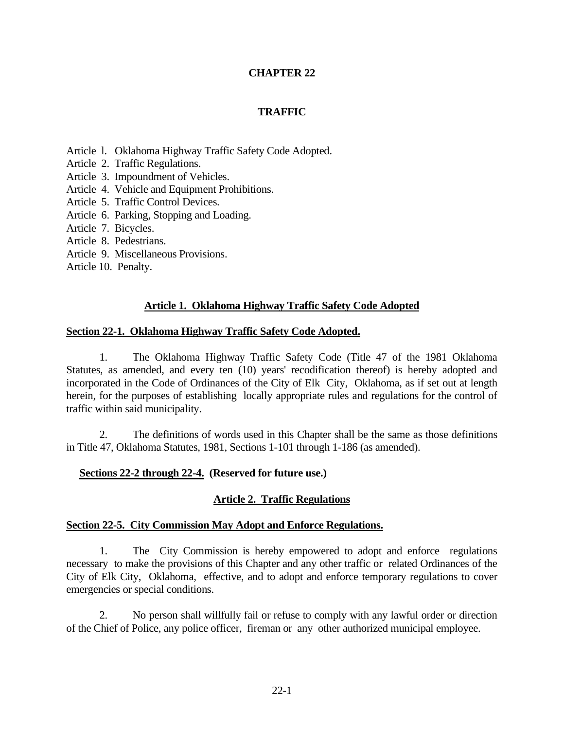# CHAPTER 22

# TRAFFIC

Article l. Oklahoma Highway Traffic Safety Code Adopted.
Article 2. Traffic Regulations.
Article 3. Impoundment of Vehicles.
Article 4. Vehicle and Equipment Prohibitions.
Article 5. Traffic Control Devices.
Article 6. Parking, Stopping and Loading.
Article 7. Bicycles.
Article 8. Pedestrians.
Article 9. Miscellaneous Provisions.
Article 10. Penalty.

## Article 1. Oklahoma Highway Traffic Safety Code Adopted

### Section 22-1. Oklahoma Highway Traffic Safety Code Adopted.

1. The Oklahoma Highway Traffic Safety Code (Title 47 of the 1981 Oklahoma Statutes, as amended, and every ten (10) years' recodification thereof) is hereby adopted and incorporated in the Code of Ordinances of the City of Elk City, Oklahoma, as if set out at length herein, for the purposes of establishing locally appropriate rules and regulations for the control of traffic within said municipality.

2. The definitions of words used in this Chapter shall be the same as those definitions in Title 47, Oklahoma Statutes, 1981, Sections 1-101 through 1-186 (as amended).

### Sections 22-2 through 22-4. (Reserved for future use.)

## Article 2. Traffic Regulations

### Section 22-5. City Commission May Adopt and Enforce Regulations.

1. The City Commission is hereby empowered to adopt and enforce regulations necessary to make the provisions of this Chapter and any other traffic or related Ordinances of the City of Elk City, Oklahoma, effective, and to adopt and enforce temporary regulations to cover emergencies or special conditions.

2. No person shall willfully fail or refuse to comply with any lawful order or direction of the Chief of Police, any police officer, fireman or any other authorized municipal employee.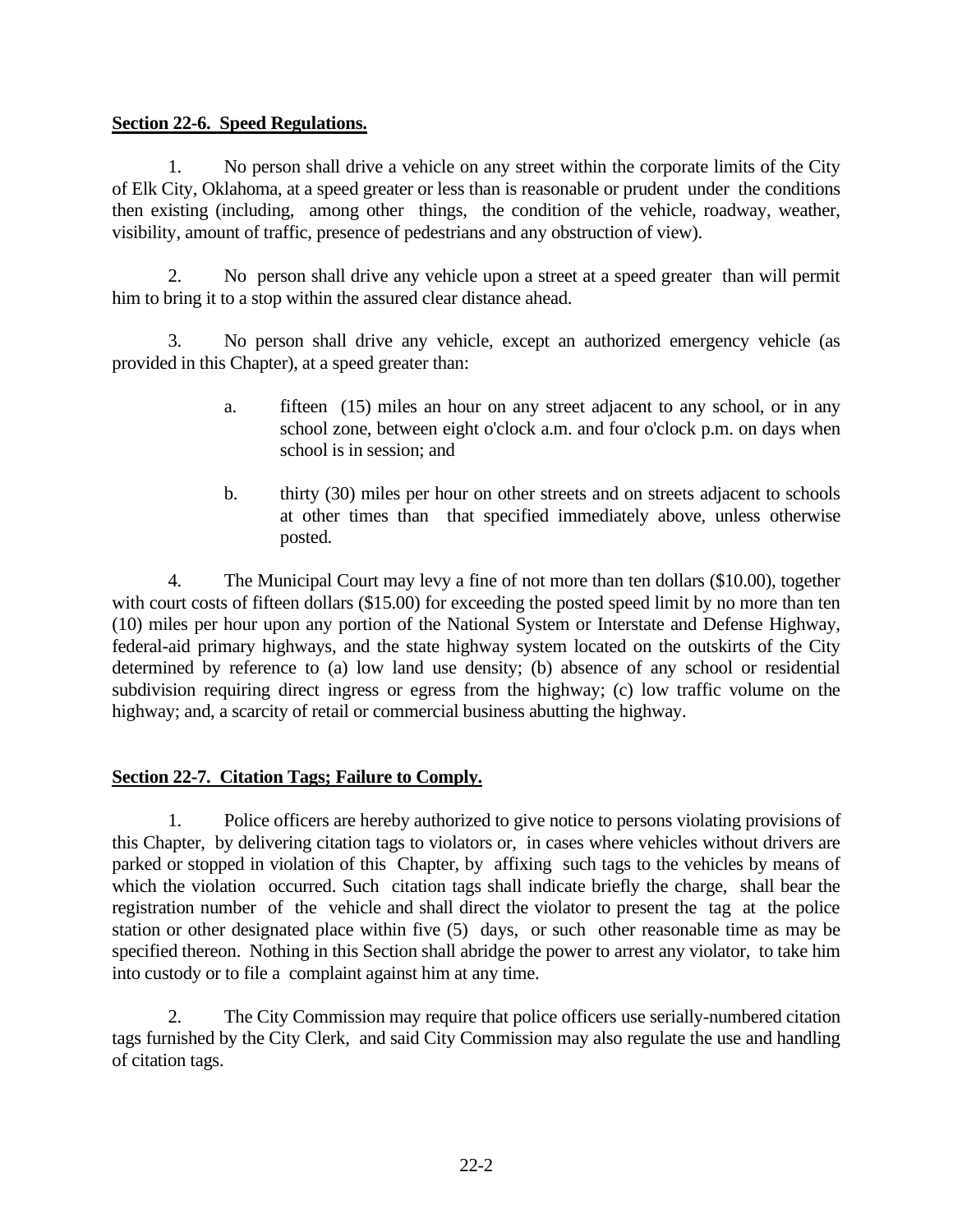**Section 22-6. Speed Regulations.**

1. No person shall drive a vehicle on any street within the corporate limits of the City of Elk City, Oklahoma, at a speed greater or less than is reasonable or prudent under the conditions then existing (including, among other things, the condition of the vehicle, roadway, weather, visibility, amount of traffic, presence of pedestrians and any obstruction of view).

2. No person shall drive any vehicle upon a street at a speed greater than will permit him to bring it to a stop within the assured clear distance ahead.

3. No person shall drive any vehicle, except an authorized emergency vehicle (as provided in this Chapter), at a speed greater than:

   a. fifteen (15) miles an hour on any street adjacent to any school, or in any school zone, between eight o'clock a.m. and four o'clock p.m. on days when school is in session; and

   b. thirty (30) miles per hour on other streets and on streets adjacent to schools at other times than that specified immediately above, unless otherwise posted.

4. The Municipal Court may levy a fine of not more than ten dollars ($10.00), together with court costs of fifteen dollars ($15.00) for exceeding the posted speed limit by no more than ten (10) miles per hour upon any portion of the National System or Interstate and Defense Highway, federal-aid primary highways, and the state highway system located on the outskirts of the City determined by reference to (a) low land use density; (b) absence of any school or residential subdivision requiring direct ingress or egress from the highway; (c) low traffic volume on the highway; and, a scarcity of retail or commercial business abutting the highway.

**Section 22-7. Citation Tags; Failure to Comply.**

1. Police officers are hereby authorized to give notice to persons violating provisions of this Chapter, by delivering citation tags to violators or, in cases where vehicles without drivers are parked or stopped in violation of this Chapter, by affixing such tags to the vehicles by means of which the violation occurred. Such citation tags shall indicate briefly the charge, shall bear the registration number of the vehicle and shall direct the violator to present the tag at the police station or other designated place within five (5) days, or such other reasonable time as may be specified thereon. Nothing in this Section shall abridge the power to arrest any violator, to take him into custody or to file a complaint against him at any time.

2. The City Commission may require that police officers use serially-numbered citation tags furnished by the City Clerk, and said City Commission may also regulate the use and handling of citation tags.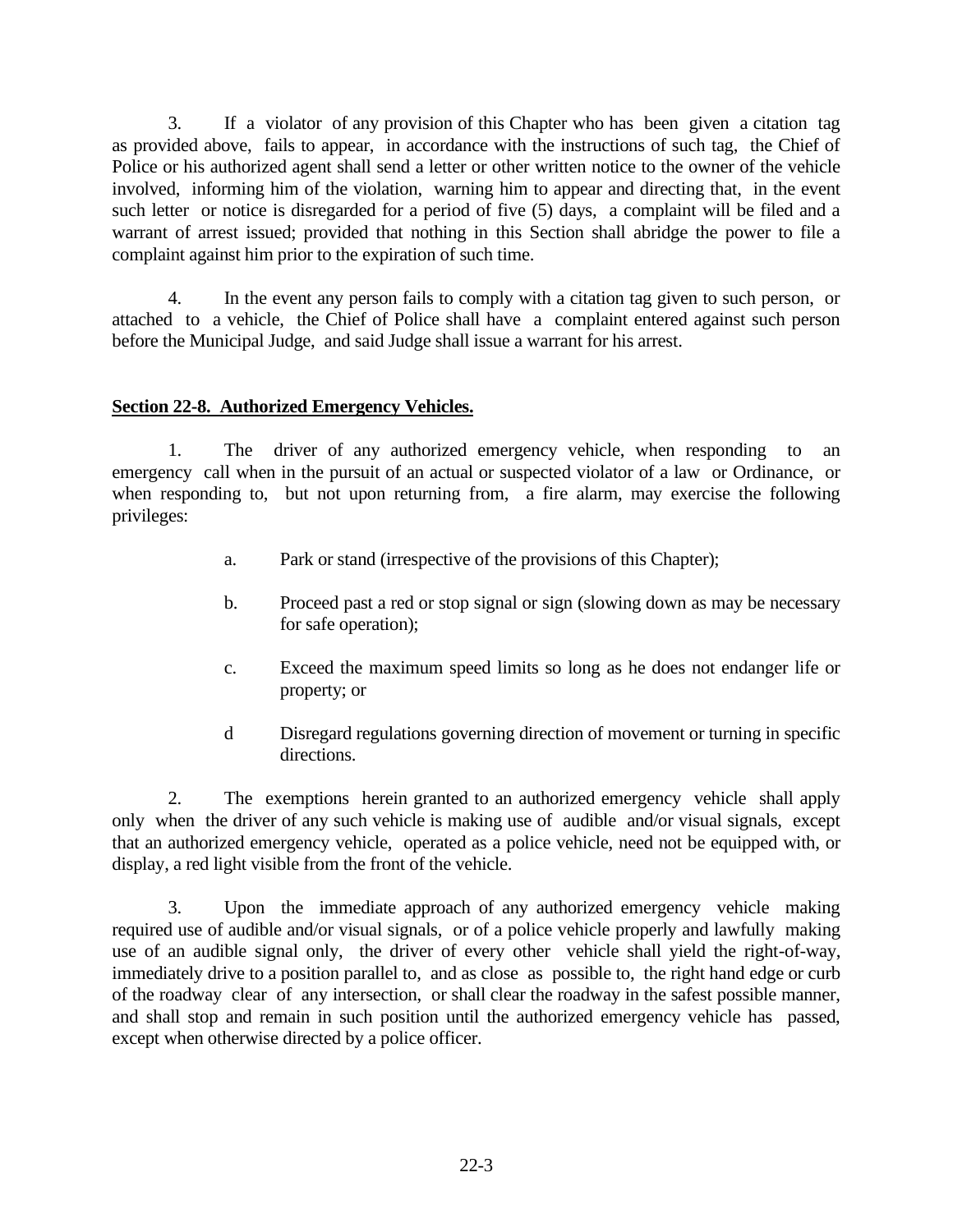3. If a violator of any provision of this Chapter who has been given a citation tag as provided above, fails to appear, in accordance with the instructions of such tag, the Chief of Police or his authorized agent shall send a letter or other written notice to the owner of the vehicle involved, informing him of the violation, warning him to appear and directing that, in the event such letter or notice is disregarded for a period of five (5) days, a complaint will be filed and a warrant of arrest issued; provided that nothing in this Section shall abridge the power to file a complaint against him prior to the expiration of such time.

4. In the event any person fails to comply with a citation tag given to such person, or attached to a vehicle, the Chief of Police shall have a complaint entered against such person before the Municipal Judge, and said Judge shall issue a warrant for his arrest.

**Section 22-8. Authorized Emergency Vehicles.**

1. The driver of any authorized emergency vehicle, when responding to an emergency call when in the pursuit of an actual or suspected violator of a law or Ordinance, or when responding to, but not upon returning from, a fire alarm, may exercise the following privileges:

a. Park or stand (irrespective of the provisions of this Chapter);

b. Proceed past a red or stop signal or sign (slowing down as may be necessary for safe operation);

c. Exceed the maximum speed limits so long as he does not endanger life or property; or

d Disregard regulations governing direction of movement or turning in specific directions.

2. The exemptions herein granted to an authorized emergency vehicle shall apply only when the driver of any such vehicle is making use of audible and/or visual signals, except that an authorized emergency vehicle, operated as a police vehicle, need not be equipped with, or display, a red light visible from the front of the vehicle.

3. Upon the immediate approach of any authorized emergency vehicle making required use of audible and/or visual signals, or of a police vehicle properly and lawfully making use of an audible signal only, the driver of every other vehicle shall yield the right-of-way, immediately drive to a position parallel to, and as close as possible to, the right hand edge or curb of the roadway clear of any intersection, or shall clear the roadway in the safest possible manner, and shall stop and remain in such position until the authorized emergency vehicle has passed, except when otherwise directed by a police officer.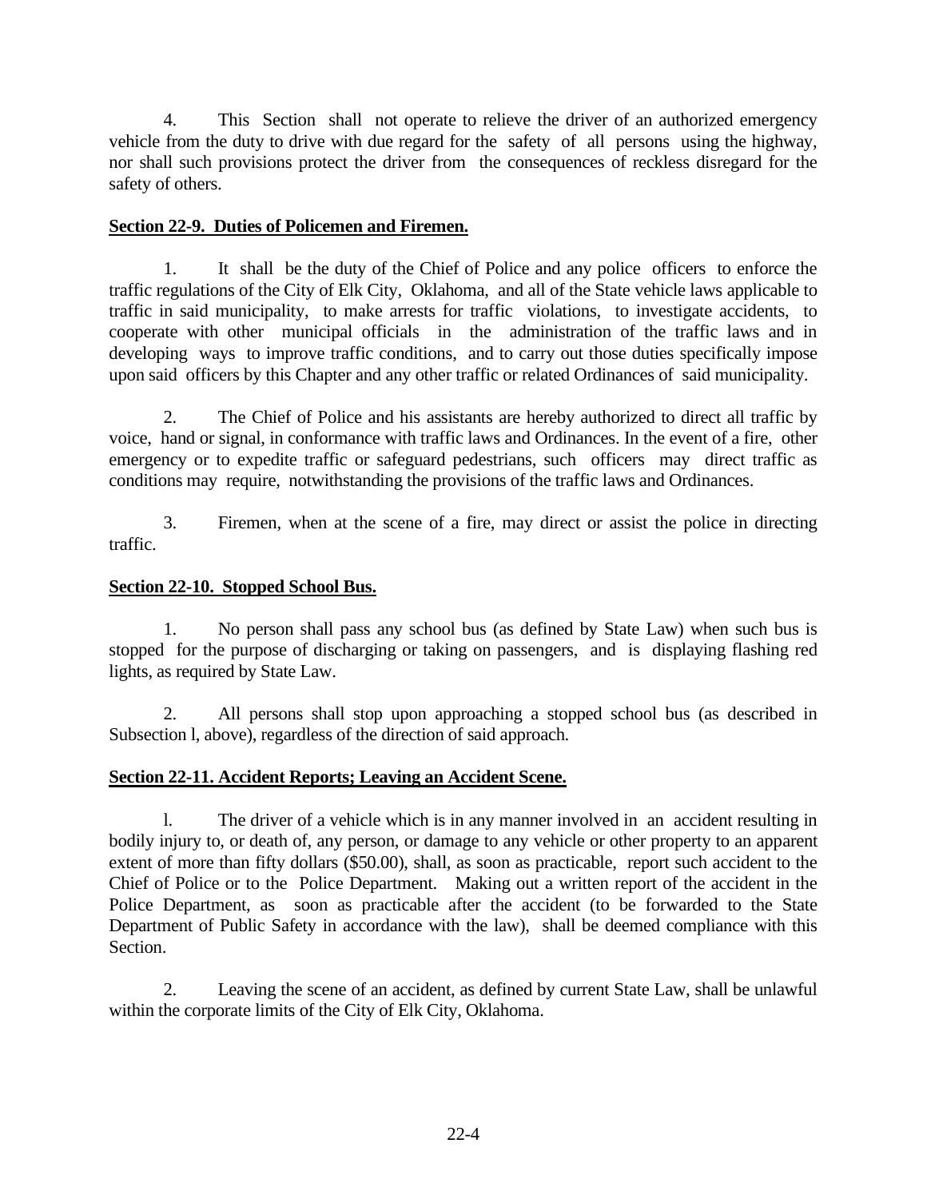4. This Section shall not operate to relieve the driver of an authorized emergency vehicle from the duty to drive with due regard for the safety of all persons using the highway, nor shall such provisions protect the driver from the consequences of reckless disregard for the safety of others.

**Section 22-9. Duties of Policemen and Firemen.**

1. It shall be the duty of the Chief of Police and any police officers to enforce the traffic regulations of the City of Elk City, Oklahoma, and all of the State vehicle laws applicable to traffic in said municipality, to make arrests for traffic violations, to investigate accidents, to cooperate with other municipal officials in the administration of the traffic laws and in developing ways to improve traffic conditions, and to carry out those duties specifically impose upon said officers by this Chapter and any other traffic or related Ordinances of said municipality.

2. The Chief of Police and his assistants are hereby authorized to direct all traffic by voice, hand or signal, in conformance with traffic laws and Ordinances. In the event of a fire, other emergency or to expedite traffic or safeguard pedestrians, such officers may direct traffic as conditions may require, notwithstanding the provisions of the traffic laws and Ordinances.

3. Firemen, when at the scene of a fire, may direct or assist the police in directing traffic.

**Section 22-10. Stopped School Bus.**

1. No person shall pass any school bus (as defined by State Law) when such bus is stopped for the purpose of discharging or taking on passengers, and is displaying flashing red lights, as required by State Law.

2. All persons shall stop upon approaching a stopped school bus (as described in Subsection l, above), regardless of the direction of said approach.

**Section 22-11. Accident Reports; Leaving an Accident Scene.**

l. The driver of a vehicle which is in any manner involved in an accident resulting in bodily injury to, or death of, any person, or damage to any vehicle or other property to an apparent extent of more than fifty dollars ($50.00), shall, as soon as practicable, report such accident to the Chief of Police or to the Police Department. Making out a written report of the accident in the Police Department, as soon as practicable after the accident (to be forwarded to the State Department of Public Safety in accordance with the law), shall be deemed compliance with this Section.

2. Leaving the scene of an accident, as defined by current State Law, shall be unlawful within the corporate limits of the City of Elk City, Oklahoma.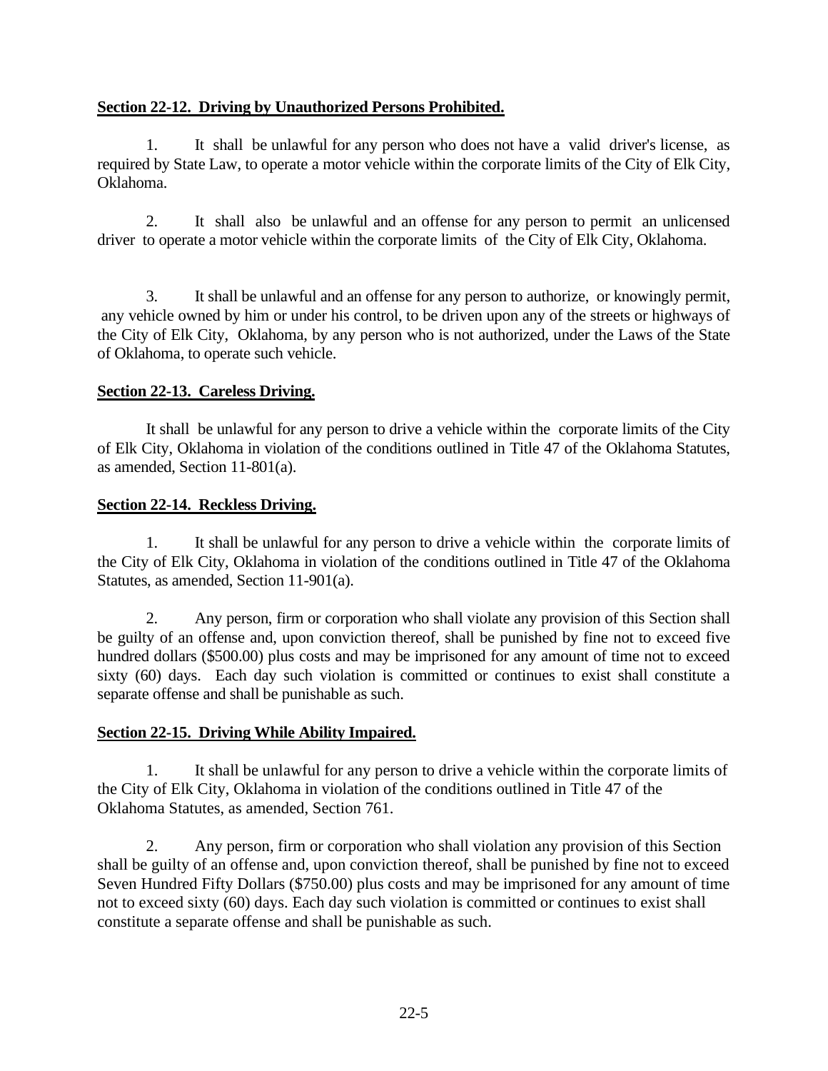**Section 22-12. Driving by Unauthorized Persons Prohibited.**

1. It shall be unlawful for any person who does not have a valid driver's license, as required by State Law, to operate a motor vehicle within the corporate limits of the City of Elk City, Oklahoma.

2. It shall also be unlawful and an offense for any person to permit an unlicensed driver to operate a motor vehicle within the corporate limits of the City of Elk City, Oklahoma.

3. It shall be unlawful and an offense for any person to authorize, or knowingly permit, any vehicle owned by him or under his control, to be driven upon any of the streets or highways of the City of Elk City, Oklahoma, by any person who is not authorized, under the Laws of the State of Oklahoma, to operate such vehicle.

**Section 22-13. Careless Driving.**

It shall be unlawful for any person to drive a vehicle within the corporate limits of the City of Elk City, Oklahoma in violation of the conditions outlined in Title 47 of the Oklahoma Statutes, as amended, Section 11-801(a).

**Section 22-14. Reckless Driving.**

1. It shall be unlawful for any person to drive a vehicle within the corporate limits of the City of Elk City, Oklahoma in violation of the conditions outlined in Title 47 of the Oklahoma Statutes, as amended, Section 11-901(a).

2. Any person, firm or corporation who shall violate any provision of this Section shall be guilty of an offense and, upon conviction thereof, shall be punished by fine not to exceed five hundred dollars ($500.00) plus costs and may be imprisoned for any amount of time not to exceed sixty (60) days. Each day such violation is committed or continues to exist shall constitute a separate offense and shall be punishable as such.

**Section 22-15. Driving While Ability Impaired.**

1. It shall be unlawful for any person to drive a vehicle within the corporate limits of the City of Elk City, Oklahoma in violation of the conditions outlined in Title 47 of the Oklahoma Statutes, as amended, Section 761.

2. Any person, firm or corporation who shall violation any provision of this Section shall be guilty of an offense and, upon conviction thereof, shall be punished by fine not to exceed Seven Hundred Fifty Dollars ($750.00) plus costs and may be imprisoned for any amount of time not to exceed sixty (60) days. Each day such violation is committed or continues to exist shall constitute a separate offense and shall be punishable as such.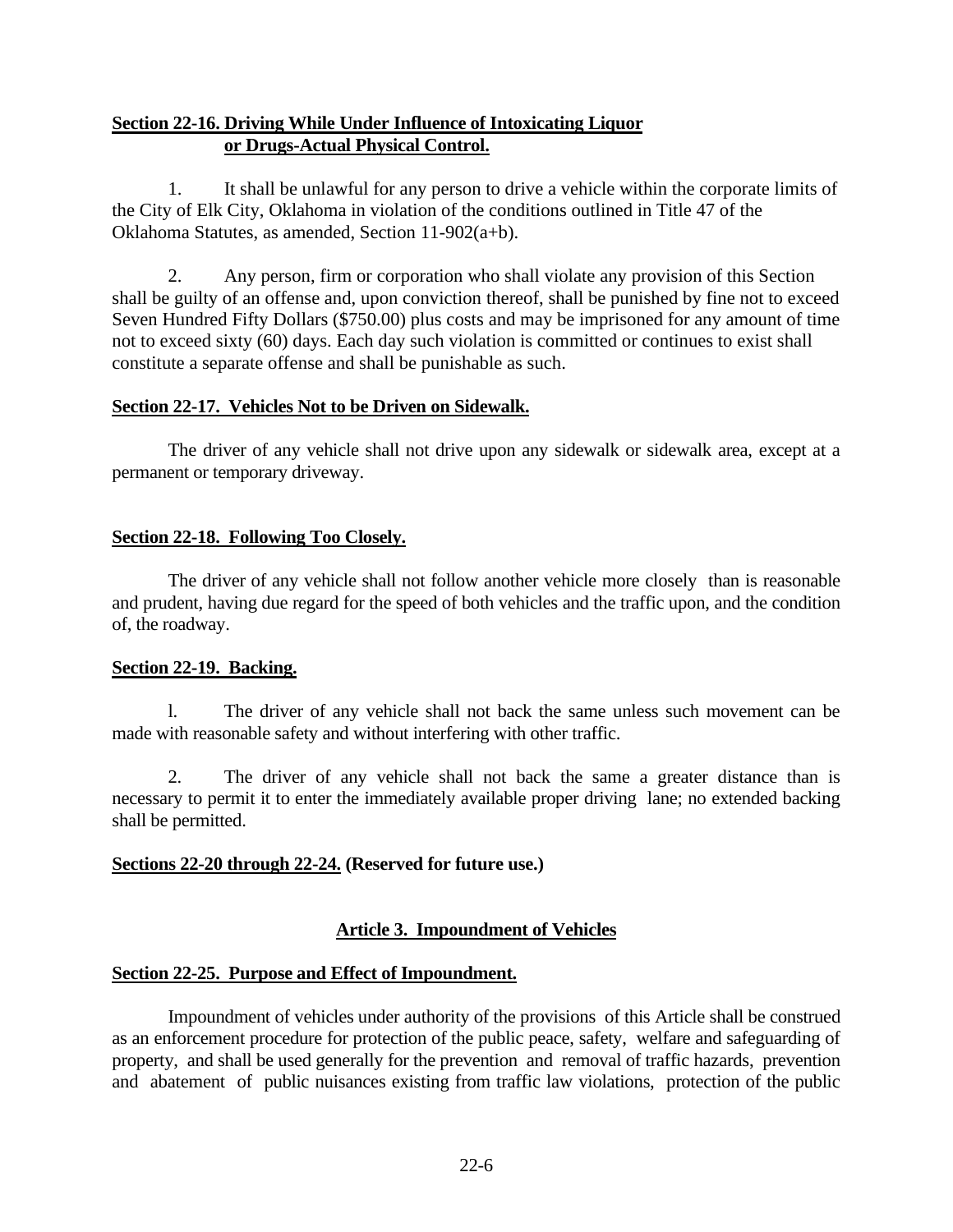**Section 22-16. Driving While Under Influence of Intoxicating Liquor or Drugs-Actual Physical Control.**

1. It shall be unlawful for any person to drive a vehicle within the corporate limits of the City of Elk City, Oklahoma in violation of the conditions outlined in Title 47 of the Oklahoma Statutes, as amended, Section 11-902(a+b).

2. Any person, firm or corporation who shall violate any provision of this Section shall be guilty of an offense and, upon conviction thereof, shall be punished by fine not to exceed Seven Hundred Fifty Dollars ($750.00) plus costs and may be imprisoned for any amount of time not to exceed sixty (60) days. Each day such violation is committed or continues to exist shall constitute a separate offense and shall be punishable as such.

**Section 22-17. Vehicles Not to be Driven on Sidewalk.**

The driver of any vehicle shall not drive upon any sidewalk or sidewalk area, except at a permanent or temporary driveway.

**Section 22-18. Following Too Closely.**

The driver of any vehicle shall not follow another vehicle more closely than is reasonable and prudent, having due regard for the speed of both vehicles and the traffic upon, and the condition of, the roadway.

**Section 22-19. Backing.**

l. The driver of any vehicle shall not back the same unless such movement can be made with reasonable safety and without interfering with other traffic.

2. The driver of any vehicle shall not back the same a greater distance than is necessary to permit it to enter the immediately available proper driving lane; no extended backing shall be permitted.

**Sections 22-20 through 22-24. (Reserved for future use.)**

## Article 3. Impoundment of Vehicles

**Section 22-25. Purpose and Effect of Impoundment.**

Impoundment of vehicles under authority of the provisions of this Article shall be construed as an enforcement procedure for protection of the public peace, safety, welfare and safeguarding of property, and shall be used generally for the prevention and removal of traffic hazards, prevention and abatement of public nuisances existing from traffic law violations, protection of the public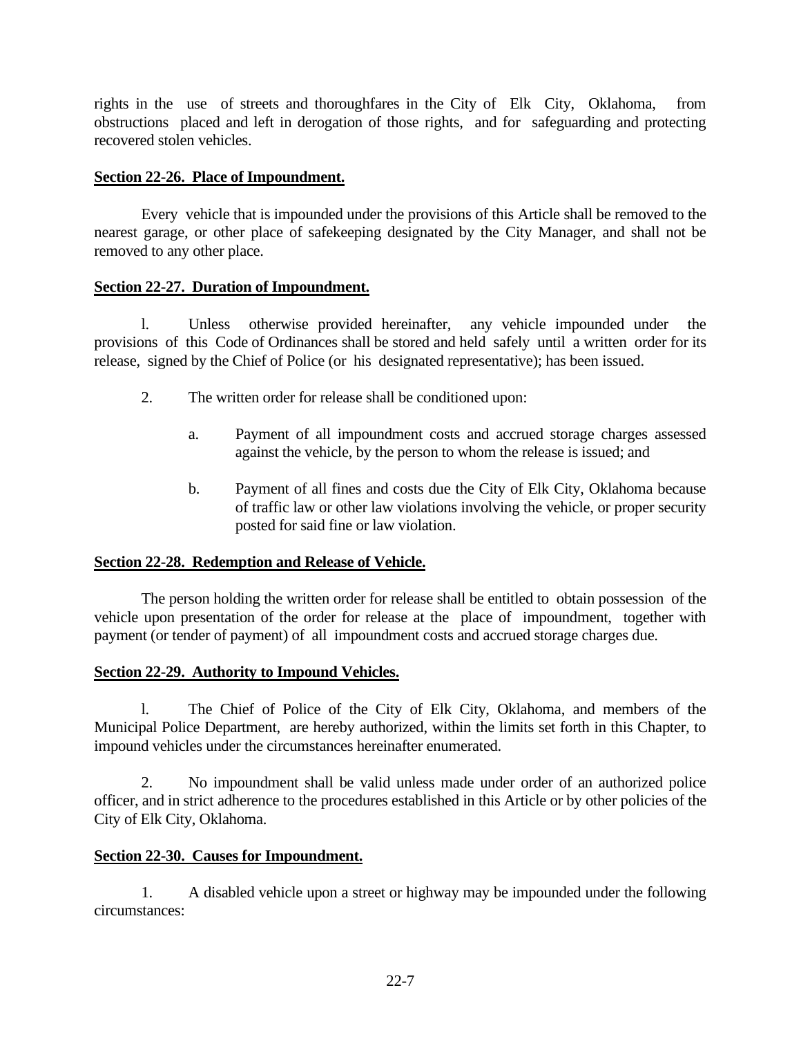rights in the use of streets and thoroughfares in the City of Elk City, Oklahoma, from obstructions placed and left in derogation of those rights, and for safeguarding and protecting recovered stolen vehicles.

**Section 22-26. Place of Impoundment.**

Every vehicle that is impounded under the provisions of this Article shall be removed to the nearest garage, or other place of safekeeping designated by the City Manager, and shall not be removed to any other place.

**Section 22-27. Duration of Impoundment.**

l. Unless otherwise provided hereinafter, any vehicle impounded under the provisions of this Code of Ordinances shall be stored and held safely until a written order for its release, signed by the Chief of Police (or his designated representative); has been issued.

2. The written order for release shall be conditioned upon:

   a. Payment of all impoundment costs and accrued storage charges assessed against the vehicle, by the person to whom the release is issued; and

   b. Payment of all fines and costs due the City of Elk City, Oklahoma because of traffic law or other law violations involving the vehicle, or proper security posted for said fine or law violation.

**Section 22-28. Redemption and Release of Vehicle.**

The person holding the written order for release shall be entitled to obtain possession of the vehicle upon presentation of the order for release at the place of impoundment, together with payment (or tender of payment) of all impoundment costs and accrued storage charges due.

**Section 22-29. Authority to Impound Vehicles.**

l. The Chief of Police of the City of Elk City, Oklahoma, and members of the Municipal Police Department, are hereby authorized, within the limits set forth in this Chapter, to impound vehicles under the circumstances hereinafter enumerated.

2. No impoundment shall be valid unless made under order of an authorized police officer, and in strict adherence to the procedures established in this Article or by other policies of the City of Elk City, Oklahoma.

**Section 22-30. Causes for Impoundment.**

1. A disabled vehicle upon a street or highway may be impounded under the following circumstances: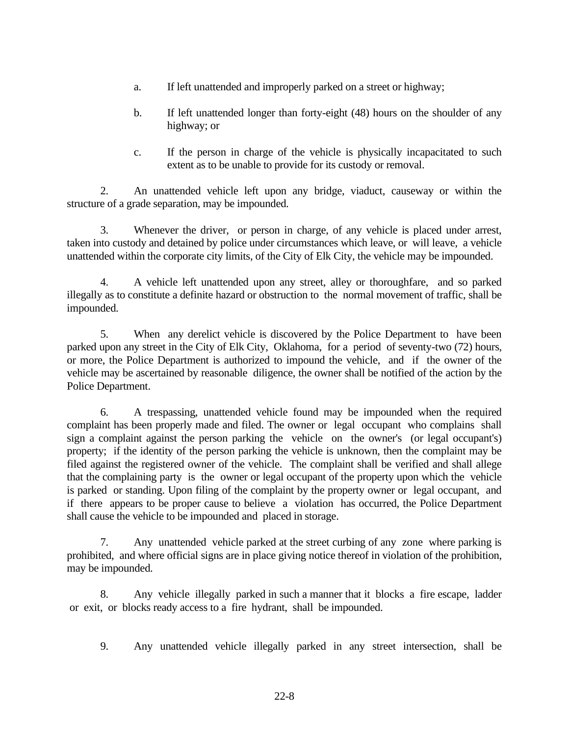a. If left unattended and improperly parked on a street or highway;

b. If left unattended longer than forty-eight (48) hours on the shoulder of any highway; or

c. If the person in charge of the vehicle is physically incapacitated to such extent as to be unable to provide for its custody or removal.

2. An unattended vehicle left upon any bridge, viaduct, causeway or within the structure of a grade separation, may be impounded.

3. Whenever the driver, or person in charge, of any vehicle is placed under arrest, taken into custody and detained by police under circumstances which leave, or will leave, a vehicle unattended within the corporate city limits, of the City of Elk City, the vehicle may be impounded.

4. A vehicle left unattended upon any street, alley or thoroughfare, and so parked illegally as to constitute a definite hazard or obstruction to the normal movement of traffic, shall be impounded.

5. When any derelict vehicle is discovered by the Police Department to have been parked upon any street in the City of Elk City, Oklahoma, for a period of seventy-two (72) hours, or more, the Police Department is authorized to impound the vehicle, and if the owner of the vehicle may be ascertained by reasonable diligence, the owner shall be notified of the action by the Police Department.

6. A trespassing, unattended vehicle found may be impounded when the required complaint has been properly made and filed. The owner or legal occupant who complains shall sign a complaint against the person parking the vehicle on the owner's (or legal occupant's) property; if the identity of the person parking the vehicle is unknown, then the complaint may be filed against the registered owner of the vehicle. The complaint shall be verified and shall allege that the complaining party is the owner or legal occupant of the property upon which the vehicle is parked or standing. Upon filing of the complaint by the property owner or legal occupant, and if there appears to be proper cause to believe a violation has occurred, the Police Department shall cause the vehicle to be impounded and placed in storage.

7. Any unattended vehicle parked at the street curbing of any zone where parking is prohibited, and where official signs are in place giving notice thereof in violation of the prohibition, may be impounded.

8. Any vehicle illegally parked in such a manner that it blocks a fire escape, ladder or exit, or blocks ready access to a fire hydrant, shall be impounded.

9. Any unattended vehicle illegally parked in any street intersection, shall be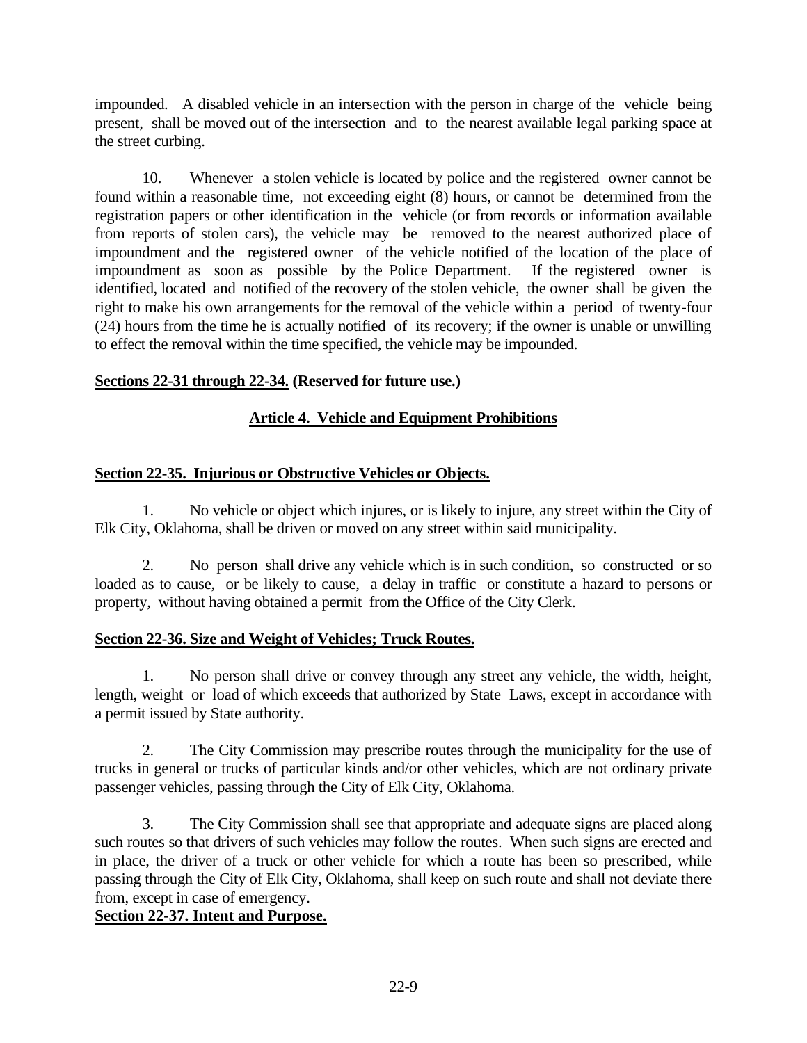impounded. A disabled vehicle in an intersection with the person in charge of the vehicle being present, shall be moved out of the intersection and to the nearest available legal parking space at the street curbing.

10. Whenever a stolen vehicle is located by police and the registered owner cannot be found within a reasonable time, not exceeding eight (8) hours, or cannot be determined from the registration papers or other identification in the vehicle (or from records or information available from reports of stolen cars), the vehicle may be removed to the nearest authorized place of impoundment and the registered owner of the vehicle notified of the location of the place of impoundment as soon as possible by the Police Department. If the registered owner is identified, located and notified of the recovery of the stolen vehicle, the owner shall be given the right to make his own arrangements for the removal of the vehicle within a period of twenty-four (24) hours from the time he is actually notified of its recovery; if the owner is unable or unwilling to effect the removal within the time specified, the vehicle may be impounded.

**Sections 22-31 through 22-34. (Reserved for future use.)**

## Article 4. Vehicle and Equipment Prohibitions

### Section 22-35. Injurious or Obstructive Vehicles or Objects.

1. No vehicle or object which injures, or is likely to injure, any street within the City of Elk City, Oklahoma, shall be driven or moved on any street within said municipality.

2. No person shall drive any vehicle which is in such condition, so constructed or so loaded as to cause, or be likely to cause, a delay in traffic or constitute a hazard to persons or property, without having obtained a permit from the Office of the City Clerk.

### Section 22-36. Size and Weight of Vehicles; Truck Routes.

1. No person shall drive or convey through any street any vehicle, the width, height, length, weight or load of which exceeds that authorized by State Laws, except in accordance with a permit issued by State authority.

2. The City Commission may prescribe routes through the municipality for the use of trucks in general or trucks of particular kinds and/or other vehicles, which are not ordinary private passenger vehicles, passing through the City of Elk City, Oklahoma.

3. The City Commission shall see that appropriate and adequate signs are placed along such routes so that drivers of such vehicles may follow the routes. When such signs are erected and in place, the driver of a truck or other vehicle for which a route has been so prescribed, while passing through the City of Elk City, Oklahoma, shall keep on such route and shall not deviate there from, except in case of emergency.

### Section 22-37. Intent and Purpose.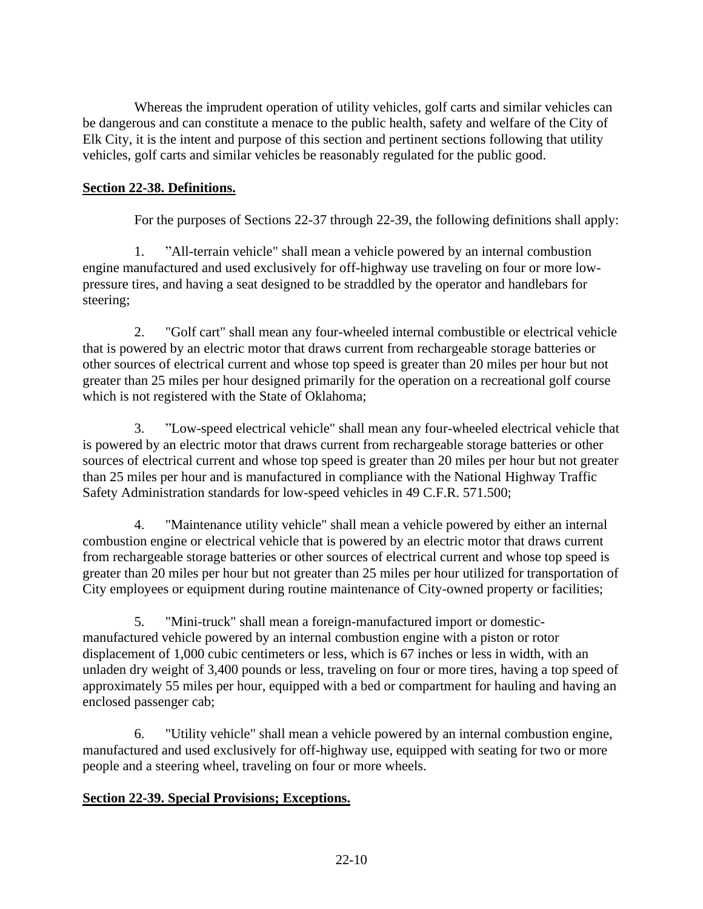Whereas the imprudent operation of utility vehicles, golf carts and similar vehicles can be dangerous and can constitute a menace to the public health, safety and welfare of the City of Elk City, it is the intent and purpose of this section and pertinent sections following that utility vehicles, golf carts and similar vehicles be reasonably regulated for the public good.

**Section 22-38. Definitions.**

For the purposes of Sections 22-37 through 22-39, the following definitions shall apply:

1. "All-terrain vehicle" shall mean a vehicle powered by an internal combustion engine manufactured and used exclusively for off-highway use traveling on four or more low-pressure tires, and having a seat designed to be straddled by the operator and handlebars for steering;

2. "Golf cart" shall mean any four-wheeled internal combustible or electrical vehicle that is powered by an electric motor that draws current from rechargeable storage batteries or other sources of electrical current and whose top speed is greater than 20 miles per hour but not greater than 25 miles per hour designed primarily for the operation on a recreational golf course which is not registered with the State of Oklahoma;

3. "Low-speed electrical vehicle" shall mean any four-wheeled electrical vehicle that is powered by an electric motor that draws current from rechargeable storage batteries or other sources of electrical current and whose top speed is greater than 20 miles per hour but not greater than 25 miles per hour and is manufactured in compliance with the National Highway Traffic Safety Administration standards for low-speed vehicles in 49 C.F.R. 571.500;

4. "Maintenance utility vehicle" shall mean a vehicle powered by either an internal combustion engine or electrical vehicle that is powered by an electric motor that draws current from rechargeable storage batteries or other sources of electrical current and whose top speed is greater than 20 miles per hour but not greater than 25 miles per hour utilized for transportation of City employees or equipment during routine maintenance of City-owned property or facilities;

5. "Mini-truck" shall mean a foreign-manufactured import or domestic-manufactured vehicle powered by an internal combustion engine with a piston or rotor displacement of 1,000 cubic centimeters or less, which is 67 inches or less in width, with an unladen dry weight of 3,400 pounds or less, traveling on four or more tires, having a top speed of approximately 55 miles per hour, equipped with a bed or compartment for hauling and having an enclosed passenger cab;

6. "Utility vehicle" shall mean a vehicle powered by an internal combustion engine, manufactured and used exclusively for off-highway use, equipped with seating for two or more people and a steering wheel, traveling on four or more wheels.

**Section 22-39. Special Provisions; Exceptions.**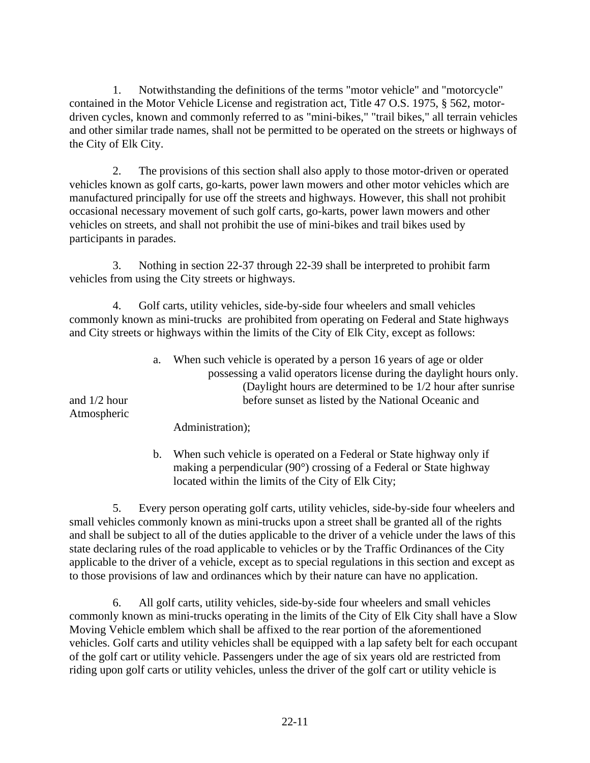1. Notwithstanding the definitions of the terms "motor vehicle" and "motorcycle" contained in the Motor Vehicle License and registration act, Title 47 O.S. 1975, § 562, motor-driven cycles, known and commonly referred to as "mini-bikes," "trail bikes," all terrain vehicles and other similar trade names, shall not be permitted to be operated on the streets or highways of the City of Elk City.

2. The provisions of this section shall also apply to those motor-driven or operated vehicles known as golf carts, go-karts, power lawn mowers and other motor vehicles which are manufactured principally for use off the streets and highways. However, this shall not prohibit occasional necessary movement of such golf carts, go-karts, power lawn mowers and other vehicles on streets, and shall not prohibit the use of mini-bikes and trail bikes used by participants in parades.

3. Nothing in section 22-37 through 22-39 shall be interpreted to prohibit farm vehicles from using the City streets or highways.

4. Golf carts, utility vehicles, side-by-side four wheelers and small vehicles commonly known as mini-trucks are prohibited from operating on Federal and State highways and City streets or highways within the limits of the City of Elk City, except as follows:

   a. When such vehicle is operated by a person 16 years of age or older possessing a valid operators license during the daylight hours only. (Daylight hours are determined to be 1/2 hour after sunrise and 1/2 hour before sunset as listed by the National Oceanic and Atmospheric Administration);

   b. When such vehicle is operated on a Federal or State highway only if making a perpendicular (90°) crossing of a Federal or State highway located within the limits of the City of Elk City;

5. Every person operating golf carts, utility vehicles, side-by-side four wheelers and small vehicles commonly known as mini-trucks upon a street shall be granted all of the rights and shall be subject to all of the duties applicable to the driver of a vehicle under the laws of this state declaring rules of the road applicable to vehicles or by the Traffic Ordinances of the City applicable to the driver of a vehicle, except as to special regulations in this section and except as to those provisions of law and ordinances which by their nature can have no application.

6. All golf carts, utility vehicles, side-by-side four wheelers and small vehicles commonly known as mini-trucks operating in the limits of the City of Elk City shall have a Slow Moving Vehicle emblem which shall be affixed to the rear portion of the aforementioned vehicles. Golf carts and utility vehicles shall be equipped with a lap safety belt for each occupant of the golf cart or utility vehicle. Passengers under the age of six years old are restricted from riding upon golf carts or utility vehicles, unless the driver of the golf cart or utility vehicle is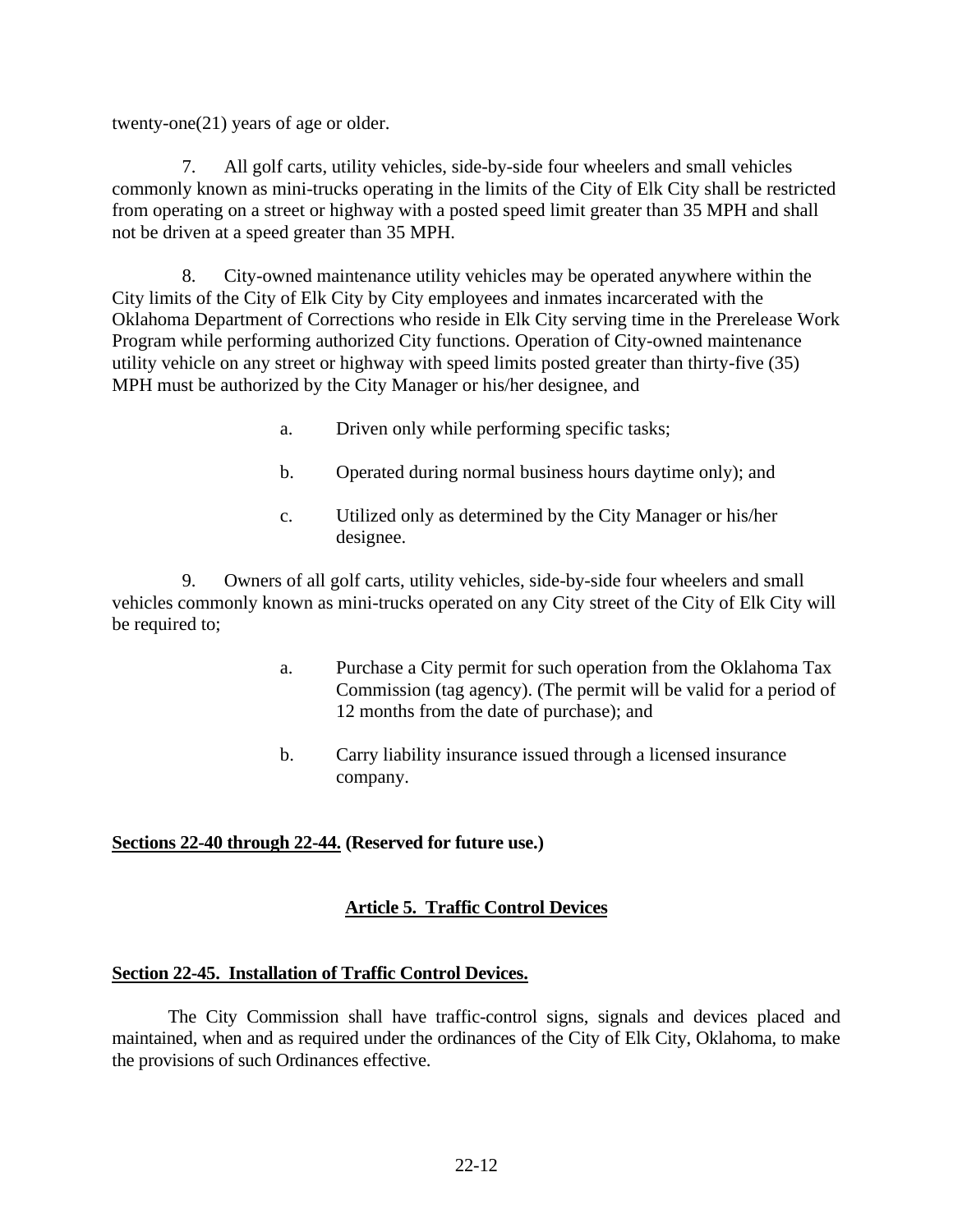twenty-one(21) years of age or older.

7. All golf carts, utility vehicles, side-by-side four wheelers and small vehicles commonly known as mini-trucks operating in the limits of the City of Elk City shall be restricted from operating on a street or highway with a posted speed limit greater than 35 MPH and shall not be driven at a speed greater than 35 MPH.

8. City-owned maintenance utility vehicles may be operated anywhere within the City limits of the City of Elk City by City employees and inmates incarcerated with the Oklahoma Department of Corrections who reside in Elk City serving time in the Prerelease Work Program while performing authorized City functions. Operation of City-owned maintenance utility vehicle on any street or highway with speed limits posted greater than thirty-five (35) MPH must be authorized by the City Manager or his/her designee, and

> a. Driven only while performing specific tasks;
>
> b. Operated during normal business hours daytime only); and
>
> c. Utilized only as determined by the City Manager or his/her designee.

9. Owners of all golf carts, utility vehicles, side-by-side four wheelers and small vehicles commonly known as mini-trucks operated on any City street of the City of Elk City will be required to;

> a. Purchase a City permit for such operation from the Oklahoma Tax Commission (tag agency). (The permit will be valid for a period of 12 months from the date of purchase); and
>
> b. Carry liability insurance issued through a licensed insurance company.

**Sections 22-40 through 22-44. (Reserved for future use.)**

## Article 5. Traffic Control Devices

### Section 22-45. Installation of Traffic Control Devices.

The City Commission shall have traffic-control signs, signals and devices placed and maintained, when and as required under the ordinances of the City of Elk City, Oklahoma, to make the provisions of such Ordinances effective.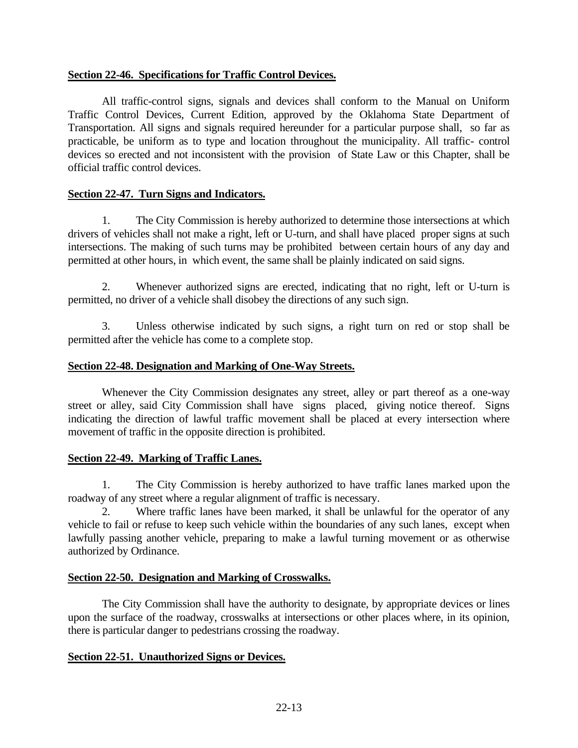**Section 22-46. Specifications for Traffic Control Devices.**

All traffic-control signs, signals and devices shall conform to the Manual on Uniform Traffic Control Devices, Current Edition, approved by the Oklahoma State Department of Transportation. All signs and signals required hereunder for a particular purpose shall, so far as practicable, be uniform as to type and location throughout the municipality. All traffic- control devices so erected and not inconsistent with the provision of State Law or this Chapter, shall be official traffic control devices.

**Section 22-47. Turn Signs and Indicators.**

1. The City Commission is hereby authorized to determine those intersections at which drivers of vehicles shall not make a right, left or U-turn, and shall have placed proper signs at such intersections. The making of such turns may be prohibited between certain hours of any day and permitted at other hours, in which event, the same shall be plainly indicated on said signs.

2. Whenever authorized signs are erected, indicating that no right, left or U-turn is permitted, no driver of a vehicle shall disobey the directions of any such sign.

3. Unless otherwise indicated by such signs, a right turn on red or stop shall be permitted after the vehicle has come to a complete stop.

**Section 22-48. Designation and Marking of One-Way Streets.**

Whenever the City Commission designates any street, alley or part thereof as a one-way street or alley, said City Commission shall have signs placed, giving notice thereof. Signs indicating the direction of lawful traffic movement shall be placed at every intersection where movement of traffic in the opposite direction is prohibited.

**Section 22-49. Marking of Traffic Lanes.**

1. The City Commission is hereby authorized to have traffic lanes marked upon the roadway of any street where a regular alignment of traffic is necessary.

2. Where traffic lanes have been marked, it shall be unlawful for the operator of any vehicle to fail or refuse to keep such vehicle within the boundaries of any such lanes, except when lawfully passing another vehicle, preparing to make a lawful turning movement or as otherwise authorized by Ordinance.

**Section 22-50. Designation and Marking of Crosswalks.**

The City Commission shall have the authority to designate, by appropriate devices or lines upon the surface of the roadway, crosswalks at intersections or other places where, in its opinion, there is particular danger to pedestrians crossing the roadway.

**Section 22-51. Unauthorized Signs or Devices.**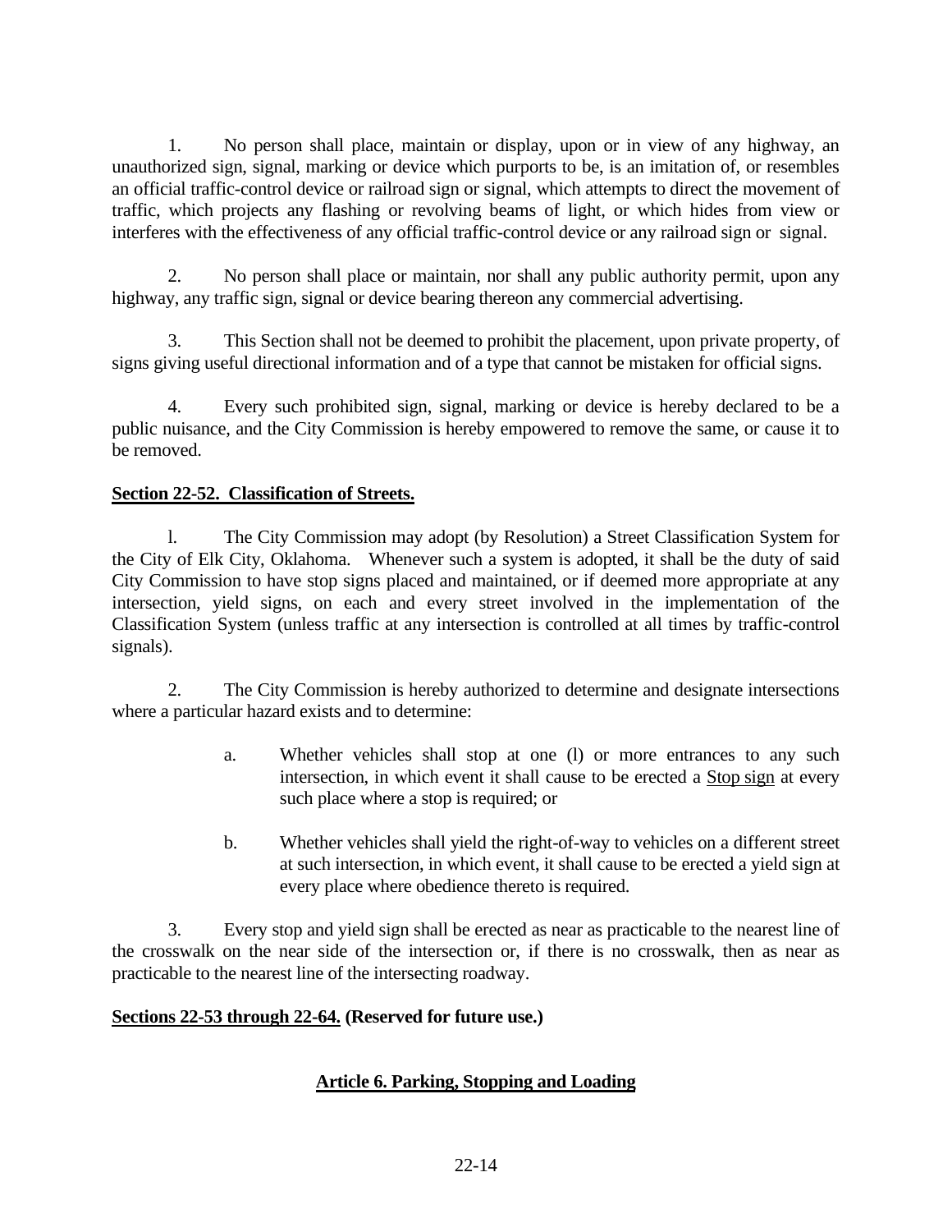1. No person shall place, maintain or display, upon or in view of any highway, an unauthorized sign, signal, marking or device which purports to be, is an imitation of, or resembles an official traffic-control device or railroad sign or signal, which attempts to direct the movement of traffic, which projects any flashing or revolving beams of light, or which hides from view or interferes with the effectiveness of any official traffic-control device or any railroad sign or signal.

2. No person shall place or maintain, nor shall any public authority permit, upon any highway, any traffic sign, signal or device bearing thereon any commercial advertising.

3. This Section shall not be deemed to prohibit the placement, upon private property, of signs giving useful directional information and of a type that cannot be mistaken for official signs.

4. Every such prohibited sign, signal, marking or device is hereby declared to be a public nuisance, and the City Commission is hereby empowered to remove the same, or cause it to be removed.

**Section 22-52. Classification of Streets.**

l. The City Commission may adopt (by Resolution) a Street Classification System for the City of Elk City, Oklahoma. Whenever such a system is adopted, it shall be the duty of said City Commission to have stop signs placed and maintained, or if deemed more appropriate at any intersection, yield signs, on each and every street involved in the implementation of the Classification System (unless traffic at any intersection is controlled at all times by traffic-control signals).

2. The City Commission is hereby authorized to determine and designate intersections where a particular hazard exists and to determine:

> a. Whether vehicles shall stop at one (l) or more entrances to any such intersection, in which event it shall cause to be erected a Stop sign at every such place where a stop is required; or
>
> b. Whether vehicles shall yield the right-of-way to vehicles on a different street at such intersection, in which event, it shall cause to be erected a yield sign at every place where obedience thereto is required.

3. Every stop and yield sign shall be erected as near as practicable to the nearest line of the crosswalk on the near side of the intersection or, if there is no crosswalk, then as near as practicable to the nearest line of the intersecting roadway.

**Sections 22-53 through 22-64. (Reserved for future use.)**

## Article 6. Parking, Stopping and Loading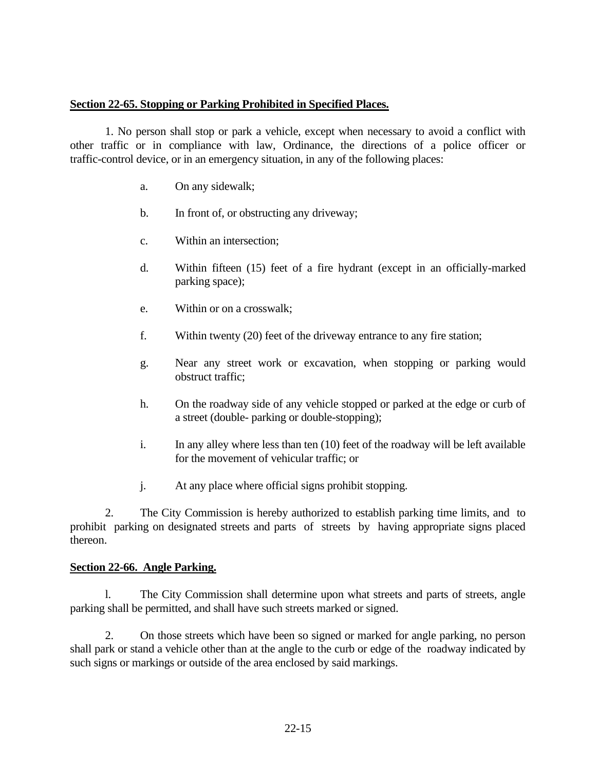**Section 22-65. Stopping or Parking Prohibited in Specified Places.**

1. No person shall stop or park a vehicle, except when necessary to avoid a conflict with other traffic or in compliance with law, Ordinance, the directions of a police officer or traffic-control device, or in an emergency situation, in any of the following places:

a. On any sidewalk;

b. In front of, or obstructing any driveway;

c. Within an intersection;

d. Within fifteen (15) feet of a fire hydrant (except in an officially-marked parking space);

e. Within or on a crosswalk;

f. Within twenty (20) feet of the driveway entrance to any fire station;

g. Near any street work or excavation, when stopping or parking would obstruct traffic;

h. On the roadway side of any vehicle stopped or parked at the edge or curb of a street (double- parking or double-stopping);

i. In any alley where less than ten (10) feet of the roadway will be left available for the movement of vehicular traffic; or

j. At any place where official signs prohibit stopping.

2. The City Commission is hereby authorized to establish parking time limits, and to prohibit parking on designated streets and parts of streets by having appropriate signs placed thereon.

**Section 22-66. Angle Parking.**

l. The City Commission shall determine upon what streets and parts of streets, angle parking shall be permitted, and shall have such streets marked or signed.

2. On those streets which have been so signed or marked for angle parking, no person shall park or stand a vehicle other than at the angle to the curb or edge of the roadway indicated by such signs or markings or outside of the area enclosed by said markings.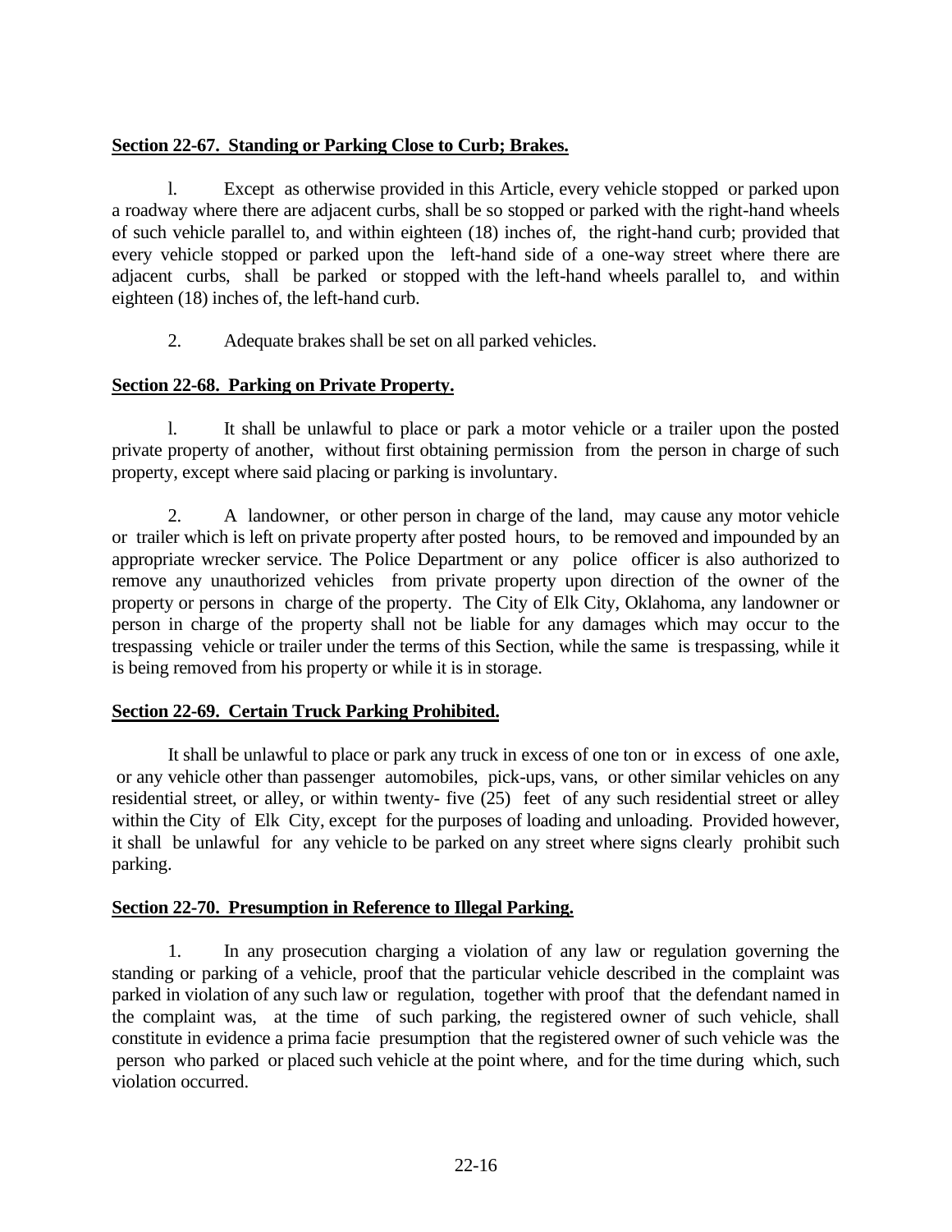**Section 22-67. Standing or Parking Close to Curb; Brakes.**

l. Except as otherwise provided in this Article, every vehicle stopped or parked upon a roadway where there are adjacent curbs, shall be so stopped or parked with the right-hand wheels of such vehicle parallel to, and within eighteen (18) inches of, the right-hand curb; provided that every vehicle stopped or parked upon the left-hand side of a one-way street where there are adjacent curbs, shall be parked or stopped with the left-hand wheels parallel to, and within eighteen (18) inches of, the left-hand curb.

2. Adequate brakes shall be set on all parked vehicles.

**Section 22-68. Parking on Private Property.**

l. It shall be unlawful to place or park a motor vehicle or a trailer upon the posted private property of another, without first obtaining permission from the person in charge of such property, except where said placing or parking is involuntary.

2. A landowner, or other person in charge of the land, may cause any motor vehicle or trailer which is left on private property after posted hours, to be removed and impounded by an appropriate wrecker service. The Police Department or any police officer is also authorized to remove any unauthorized vehicles from private property upon direction of the owner of the property or persons in charge of the property. The City of Elk City, Oklahoma, any landowner or person in charge of the property shall not be liable for any damages which may occur to the trespassing vehicle or trailer under the terms of this Section, while the same is trespassing, while it is being removed from his property or while it is in storage.

**Section 22-69. Certain Truck Parking Prohibited.**

It shall be unlawful to place or park any truck in excess of one ton or in excess of one axle, or any vehicle other than passenger automobiles, pick-ups, vans, or other similar vehicles on any residential street, or alley, or within twenty- five (25) feet of any such residential street or alley within the City of Elk City, except for the purposes of loading and unloading. Provided however, it shall be unlawful for any vehicle to be parked on any street where signs clearly prohibit such parking.

**Section 22-70. Presumption in Reference to Illegal Parking.**

1. In any prosecution charging a violation of any law or regulation governing the standing or parking of a vehicle, proof that the particular vehicle described in the complaint was parked in violation of any such law or regulation, together with proof that the defendant named in the complaint was, at the time of such parking, the registered owner of such vehicle, shall constitute in evidence a prima facie presumption that the registered owner of such vehicle was the person who parked or placed such vehicle at the point where, and for the time during which, such violation occurred.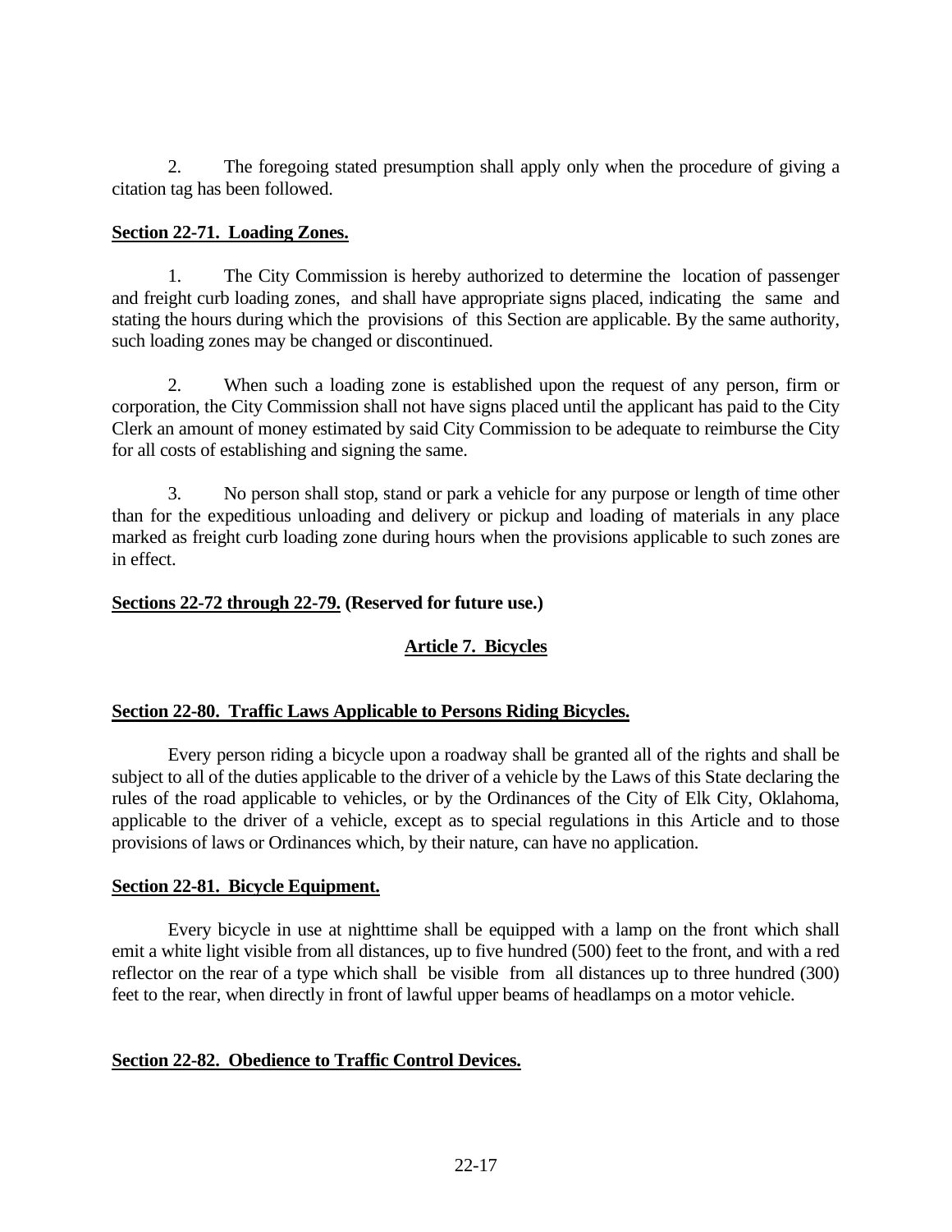2. The foregoing stated presumption shall apply only when the procedure of giving a citation tag has been followed.

**Section 22-71. Loading Zones.**

1. The City Commission is hereby authorized to determine the location of passenger and freight curb loading zones, and shall have appropriate signs placed, indicating the same and stating the hours during which the provisions of this Section are applicable. By the same authority, such loading zones may be changed or discontinued.

2. When such a loading zone is established upon the request of any person, firm or corporation, the City Commission shall not have signs placed until the applicant has paid to the City Clerk an amount of money estimated by said City Commission to be adequate to reimburse the City for all costs of establishing and signing the same.

3. No person shall stop, stand or park a vehicle for any purpose or length of time other than for the expeditious unloading and delivery or pickup and loading of materials in any place marked as freight curb loading zone during hours when the provisions applicable to such zones are in effect.

**Sections 22-72 through 22-79. (Reserved for future use.)**

## Article 7. Bicycles

**Section 22-80. Traffic Laws Applicable to Persons Riding Bicycles.**

Every person riding a bicycle upon a roadway shall be granted all of the rights and shall be subject to all of the duties applicable to the driver of a vehicle by the Laws of this State declaring the rules of the road applicable to vehicles, or by the Ordinances of the City of Elk City, Oklahoma, applicable to the driver of a vehicle, except as to special regulations in this Article and to those provisions of laws or Ordinances which, by their nature, can have no application.

**Section 22-81. Bicycle Equipment.**

Every bicycle in use at nighttime shall be equipped with a lamp on the front which shall emit a white light visible from all distances, up to five hundred (500) feet to the front, and with a red reflector on the rear of a type which shall be visible from all distances up to three hundred (300) feet to the rear, when directly in front of lawful upper beams of headlamps on a motor vehicle.

**Section 22-82. Obedience to Traffic Control Devices.**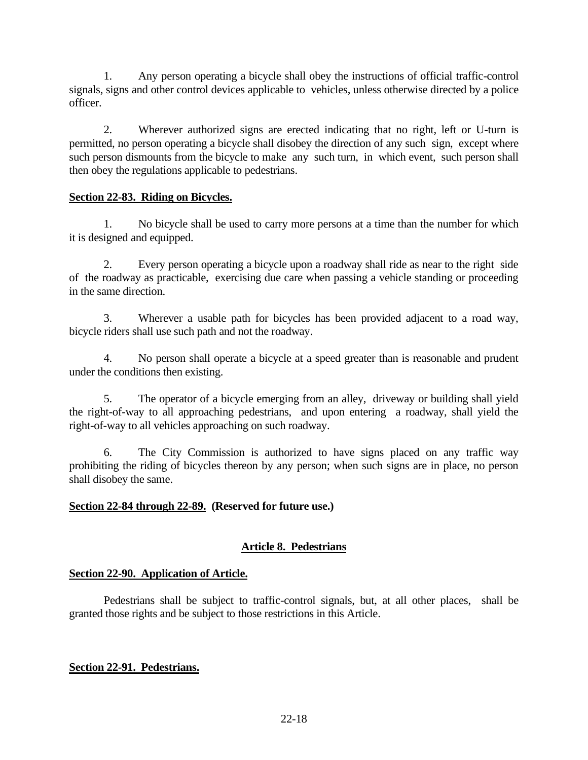1. Any person operating a bicycle shall obey the instructions of official traffic-control signals, signs and other control devices applicable to vehicles, unless otherwise directed by a police officer.

2. Wherever authorized signs are erected indicating that no right, left or U-turn is permitted, no person operating a bicycle shall disobey the direction of any such sign, except where such person dismounts from the bicycle to make any such turn, in which event, such person shall then obey the regulations applicable to pedestrians.

**<u>Section 22-83. Riding on Bicycles.</u>**

1. No bicycle shall be used to carry more persons at a time than the number for which it is designed and equipped.

2. Every person operating a bicycle upon a roadway shall ride as near to the right side of the roadway as practicable, exercising due care when passing a vehicle standing or proceeding in the same direction.

3. Wherever a usable path for bicycles has been provided adjacent to a road way, bicycle riders shall use such path and not the roadway.

4. No person shall operate a bicycle at a speed greater than is reasonable and prudent under the conditions then existing.

5. The operator of a bicycle emerging from an alley, driveway or building shall yield the right-of-way to all approaching pedestrians, and upon entering a roadway, shall yield the right-of-way to all vehicles approaching on such roadway.

6. The City Commission is authorized to have signs placed on any traffic way prohibiting the riding of bicycles thereon by any person; when such signs are in place, no person shall disobey the same.

**<u>Section 22-84 through 22-89.</u> (Reserved for future use.)**

## <u>Article 8. Pedestrians</u>

**<u>Section 22-90. Application of Article.</u>**

Pedestrians shall be subject to traffic-control signals, but, at all other places, shall be granted those rights and be subject to those restrictions in this Article.

**<u>Section 22-91. Pedestrians.</u>**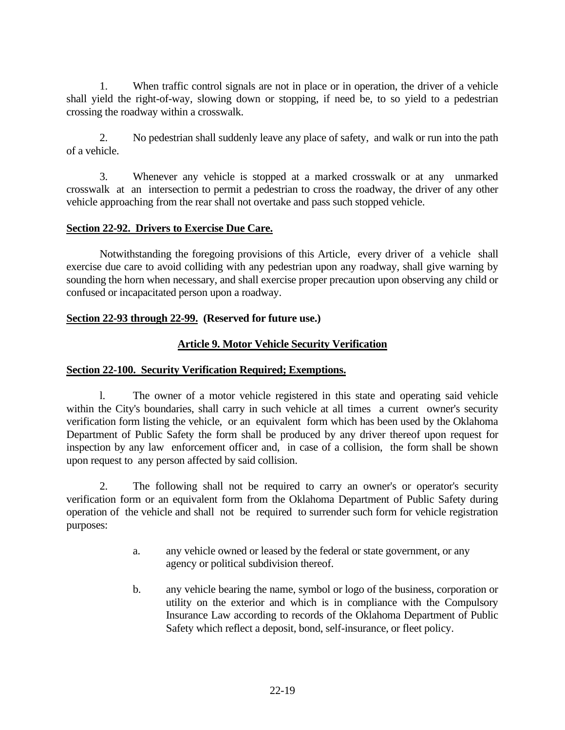1. When traffic control signals are not in place or in operation, the driver of a vehicle shall yield the right-of-way, slowing down or stopping, if need be, to so yield to a pedestrian crossing the roadway within a crosswalk.

2. No pedestrian shall suddenly leave any place of safety, and walk or run into the path of a vehicle.

3. Whenever any vehicle is stopped at a marked crosswalk or at any unmarked crosswalk at an intersection to permit a pedestrian to cross the roadway, the driver of any other vehicle approaching from the rear shall not overtake and pass such stopped vehicle.

**Section 22-92. Drivers to Exercise Due Care.**

Notwithstanding the foregoing provisions of this Article, every driver of a vehicle shall exercise due care to avoid colliding with any pedestrian upon any roadway, shall give warning by sounding the horn when necessary, and shall exercise proper precaution upon observing any child or confused or incapacitated person upon a roadway.

**Section 22-93 through 22-99. (Reserved for future use.)**

## Article 9. Motor Vehicle Security Verification

**Section 22-100. Security Verification Required; Exemptions.**

l. The owner of a motor vehicle registered in this state and operating said vehicle within the City's boundaries, shall carry in such vehicle at all times a current owner's security verification form listing the vehicle, or an equivalent form which has been used by the Oklahoma Department of Public Safety the form shall be produced by any driver thereof upon request for inspection by any law enforcement officer and, in case of a collision, the form shall be shown upon request to any person affected by said collision.

2. The following shall not be required to carry an owner's or operator's security verification form or an equivalent form from the Oklahoma Department of Public Safety during operation of the vehicle and shall not be required to surrender such form for vehicle registration purposes:

a. any vehicle owned or leased by the federal or state government, or any agency or political subdivision thereof.

b. any vehicle bearing the name, symbol or logo of the business, corporation or utility on the exterior and which is in compliance with the Compulsory Insurance Law according to records of the Oklahoma Department of Public Safety which reflect a deposit, bond, self-insurance, or fleet policy.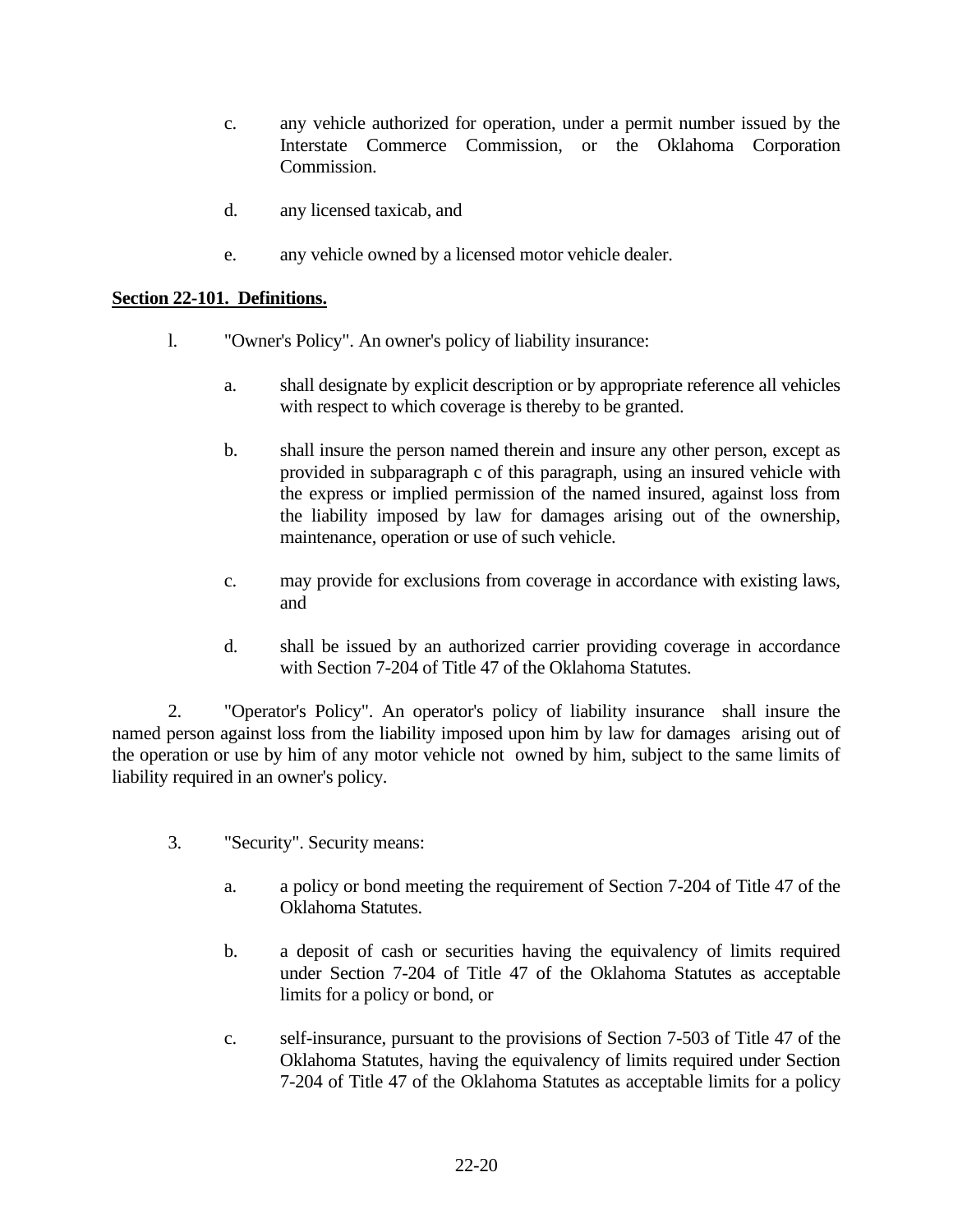c. any vehicle authorized for operation, under a permit number issued by the Interstate Commerce Commission, or the Oklahoma Corporation Commission.

d. any licensed taxicab, and

e. any vehicle owned by a licensed motor vehicle dealer.

**Section 22-101. Definitions.**

l. "Owner's Policy". An owner's policy of liability insurance:

a. shall designate by explicit description or by appropriate reference all vehicles with respect to which coverage is thereby to be granted.

b. shall insure the person named therein and insure any other person, except as provided in subparagraph c of this paragraph, using an insured vehicle with the express or implied permission of the named insured, against loss from the liability imposed by law for damages arising out of the ownership, maintenance, operation or use of such vehicle.

c. may provide for exclusions from coverage in accordance with existing laws, and

d. shall be issued by an authorized carrier providing coverage in accordance with Section 7-204 of Title 47 of the Oklahoma Statutes.

2. "Operator's Policy". An operator's policy of liability insurance shall insure the named person against loss from the liability imposed upon him by law for damages arising out of the operation or use by him of any motor vehicle not owned by him, subject to the same limits of liability required in an owner's policy.

3. "Security". Security means:

a. a policy or bond meeting the requirement of Section 7-204 of Title 47 of the Oklahoma Statutes.

b. a deposit of cash or securities having the equivalency of limits required under Section 7-204 of Title 47 of the Oklahoma Statutes as acceptable limits for a policy or bond, or

c. self-insurance, pursuant to the provisions of Section 7-503 of Title 47 of the Oklahoma Statutes, having the equivalency of limits required under Section 7-204 of Title 47 of the Oklahoma Statutes as acceptable limits for a policy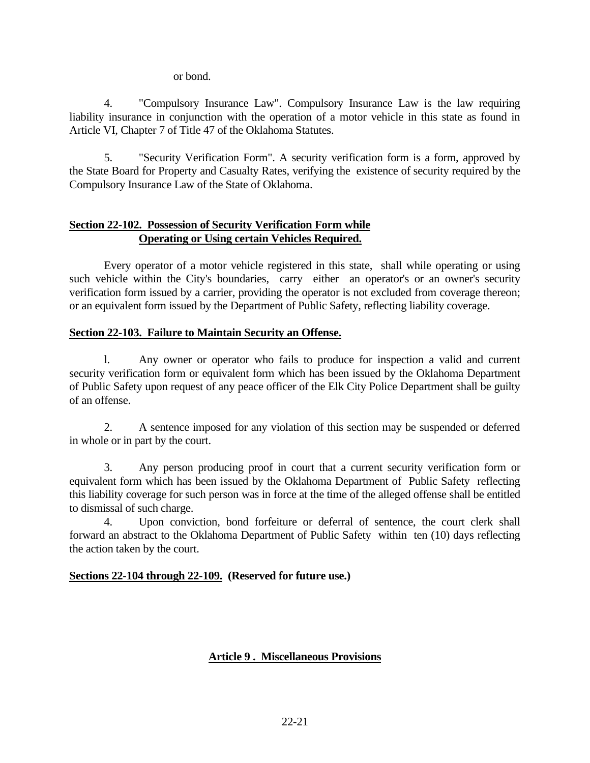or bond.

4. "Compulsory Insurance Law". Compulsory Insurance Law is the law requiring liability insurance in conjunction with the operation of a motor vehicle in this state as found in Article VI, Chapter 7 of Title 47 of the Oklahoma Statutes.

5. "Security Verification Form". A security verification form is a form, approved by the State Board for Property and Casualty Rates, verifying the existence of security required by the Compulsory Insurance Law of the State of Oklahoma.

**Section 22-102. Possession of Security Verification Form while Operating or Using certain Vehicles Required.**

Every operator of a motor vehicle registered in this state, shall while operating or using such vehicle within the City's boundaries, carry either an operator's or an owner's security verification form issued by a carrier, providing the operator is not excluded from coverage thereon; or an equivalent form issued by the Department of Public Safety, reflecting liability coverage.

**Section 22-103. Failure to Maintain Security an Offense.**

l. Any owner or operator who fails to produce for inspection a valid and current security verification form or equivalent form which has been issued by the Oklahoma Department of Public Safety upon request of any peace officer of the Elk City Police Department shall be guilty of an offense.

2. A sentence imposed for any violation of this section may be suspended or deferred in whole or in part by the court.

3. Any person producing proof in court that a current security verification form or equivalent form which has been issued by the Oklahoma Department of Public Safety reflecting this liability coverage for such person was in force at the time of the alleged offense shall be entitled to dismissal of such charge.

4. Upon conviction, bond forfeiture or deferral of sentence, the court clerk shall forward an abstract to the Oklahoma Department of Public Safety within ten (10) days reflecting the action taken by the court.

**Sections 22-104 through 22-109. (Reserved for future use.)**

## Article 9 . Miscellaneous Provisions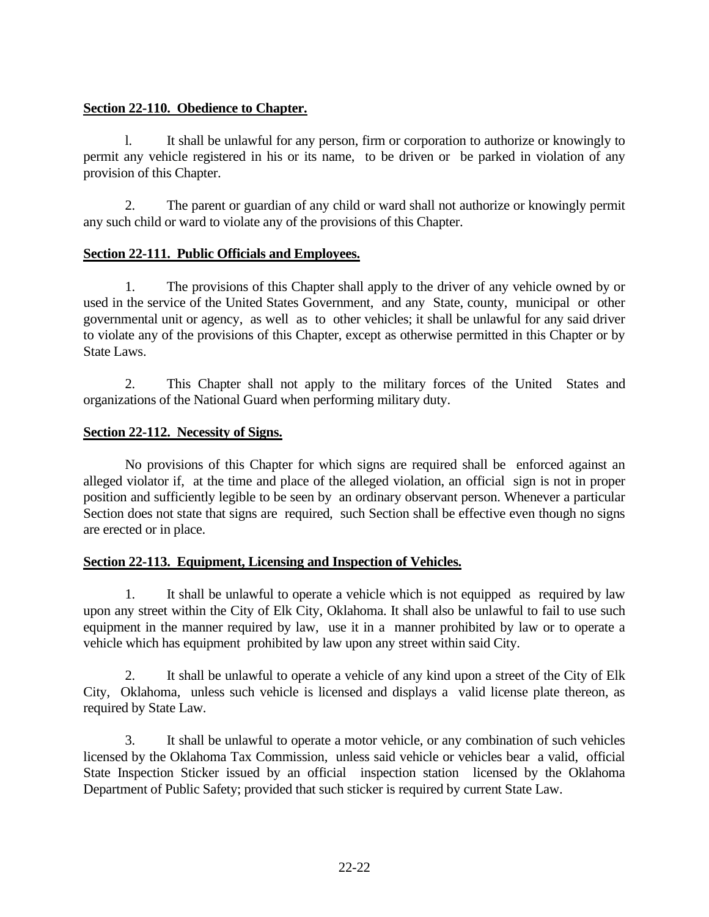**Section 22-110. Obedience to Chapter.**

l. It shall be unlawful for any person, firm or corporation to authorize or knowingly to permit any vehicle registered in his or its name, to be driven or be parked in violation of any provision of this Chapter.

2. The parent or guardian of any child or ward shall not authorize or knowingly permit any such child or ward to violate any of the provisions of this Chapter.

**Section 22-111. Public Officials and Employees.**

1. The provisions of this Chapter shall apply to the driver of any vehicle owned by or used in the service of the United States Government, and any State, county, municipal or other governmental unit or agency, as well as to other vehicles; it shall be unlawful for any said driver to violate any of the provisions of this Chapter, except as otherwise permitted in this Chapter or by State Laws.

2. This Chapter shall not apply to the military forces of the United States and organizations of the National Guard when performing military duty.

**Section 22-112. Necessity of Signs.**

No provisions of this Chapter for which signs are required shall be enforced against an alleged violator if, at the time and place of the alleged violation, an official sign is not in proper position and sufficiently legible to be seen by an ordinary observant person. Whenever a particular Section does not state that signs are required, such Section shall be effective even though no signs are erected or in place.

**Section 22-113. Equipment, Licensing and Inspection of Vehicles.**

1. It shall be unlawful to operate a vehicle which is not equipped as required by law upon any street within the City of Elk City, Oklahoma. It shall also be unlawful to fail to use such equipment in the manner required by law, use it in a manner prohibited by law or to operate a vehicle which has equipment prohibited by law upon any street within said City.

2. It shall be unlawful to operate a vehicle of any kind upon a street of the City of Elk City, Oklahoma, unless such vehicle is licensed and displays a valid license plate thereon, as required by State Law.

3. It shall be unlawful to operate a motor vehicle, or any combination of such vehicles licensed by the Oklahoma Tax Commission, unless said vehicle or vehicles bear a valid, official State Inspection Sticker issued by an official inspection station licensed by the Oklahoma Department of Public Safety; provided that such sticker is required by current State Law.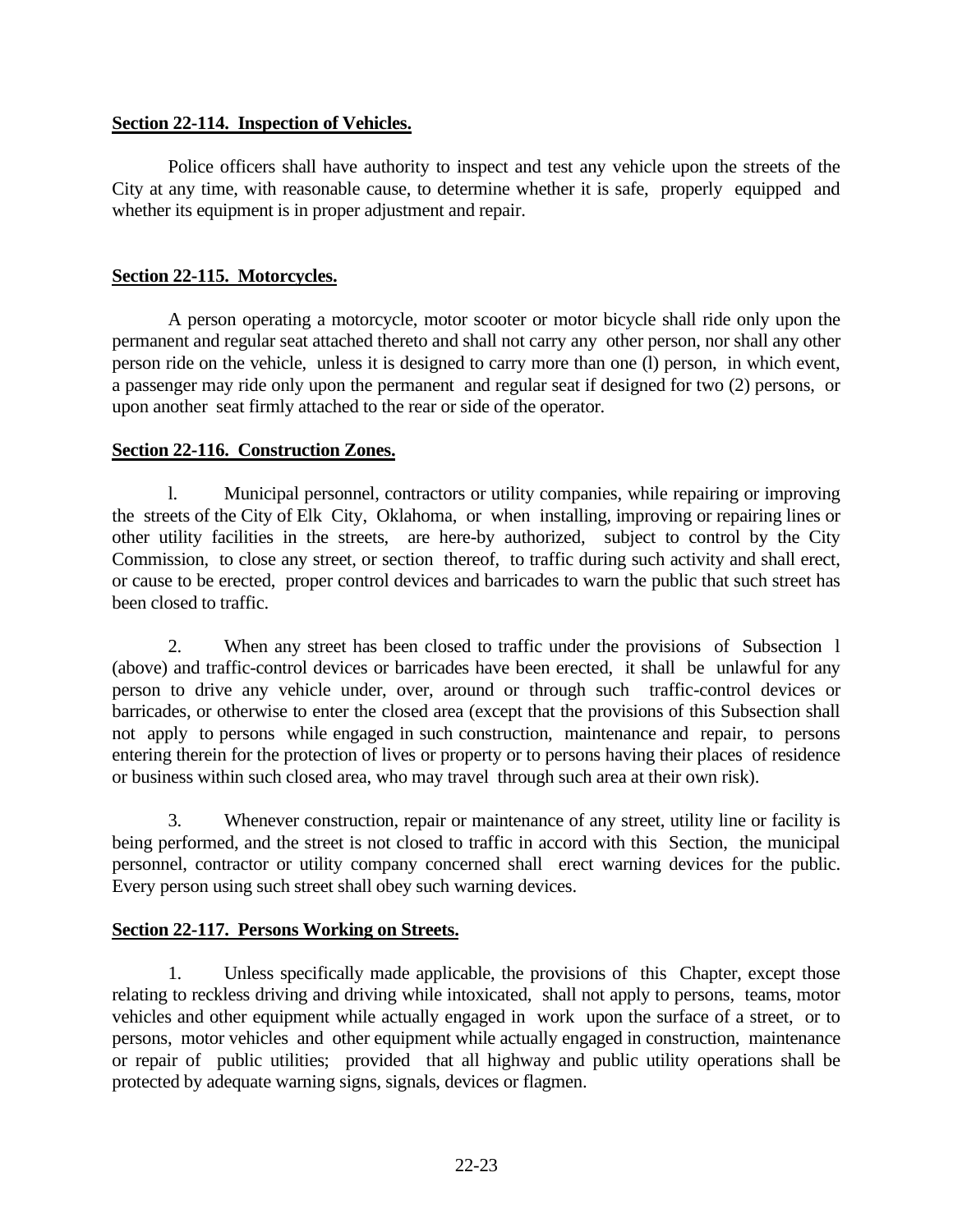**Section 22-114. Inspection of Vehicles.**

Police officers shall have authority to inspect and test any vehicle upon the streets of the City at any time, with reasonable cause, to determine whether it is safe, properly equipped and whether its equipment is in proper adjustment and repair.

**Section 22-115. Motorcycles.**

A person operating a motorcycle, motor scooter or motor bicycle shall ride only upon the permanent and regular seat attached thereto and shall not carry any other person, nor shall any other person ride on the vehicle, unless it is designed to carry more than one (l) person, in which event, a passenger may ride only upon the permanent and regular seat if designed for two (2) persons, or upon another seat firmly attached to the rear or side of the operator.

**Section 22-116. Construction Zones.**

l. Municipal personnel, contractors or utility companies, while repairing or improving the streets of the City of Elk City, Oklahoma, or when installing, improving or repairing lines or other utility facilities in the streets, are here-by authorized, subject to control by the City Commission, to close any street, or section thereof, to traffic during such activity and shall erect, or cause to be erected, proper control devices and barricades to warn the public that such street has been closed to traffic.

2. When any street has been closed to traffic under the provisions of Subsection l (above) and traffic-control devices or barricades have been erected, it shall be unlawful for any person to drive any vehicle under, over, around or through such traffic-control devices or barricades, or otherwise to enter the closed area (except that the provisions of this Subsection shall not apply to persons while engaged in such construction, maintenance and repair, to persons entering therein for the protection of lives or property or to persons having their places of residence or business within such closed area, who may travel through such area at their own risk).

3. Whenever construction, repair or maintenance of any street, utility line or facility is being performed, and the street is not closed to traffic in accord with this Section, the municipal personnel, contractor or utility company concerned shall erect warning devices for the public. Every person using such street shall obey such warning devices.

**Section 22-117. Persons Working on Streets.**

1. Unless specifically made applicable, the provisions of this Chapter, except those relating to reckless driving and driving while intoxicated, shall not apply to persons, teams, motor vehicles and other equipment while actually engaged in work upon the surface of a street, or to persons, motor vehicles and other equipment while actually engaged in construction, maintenance or repair of public utilities; provided that all highway and public utility operations shall be protected by adequate warning signs, signals, devices or flagmen.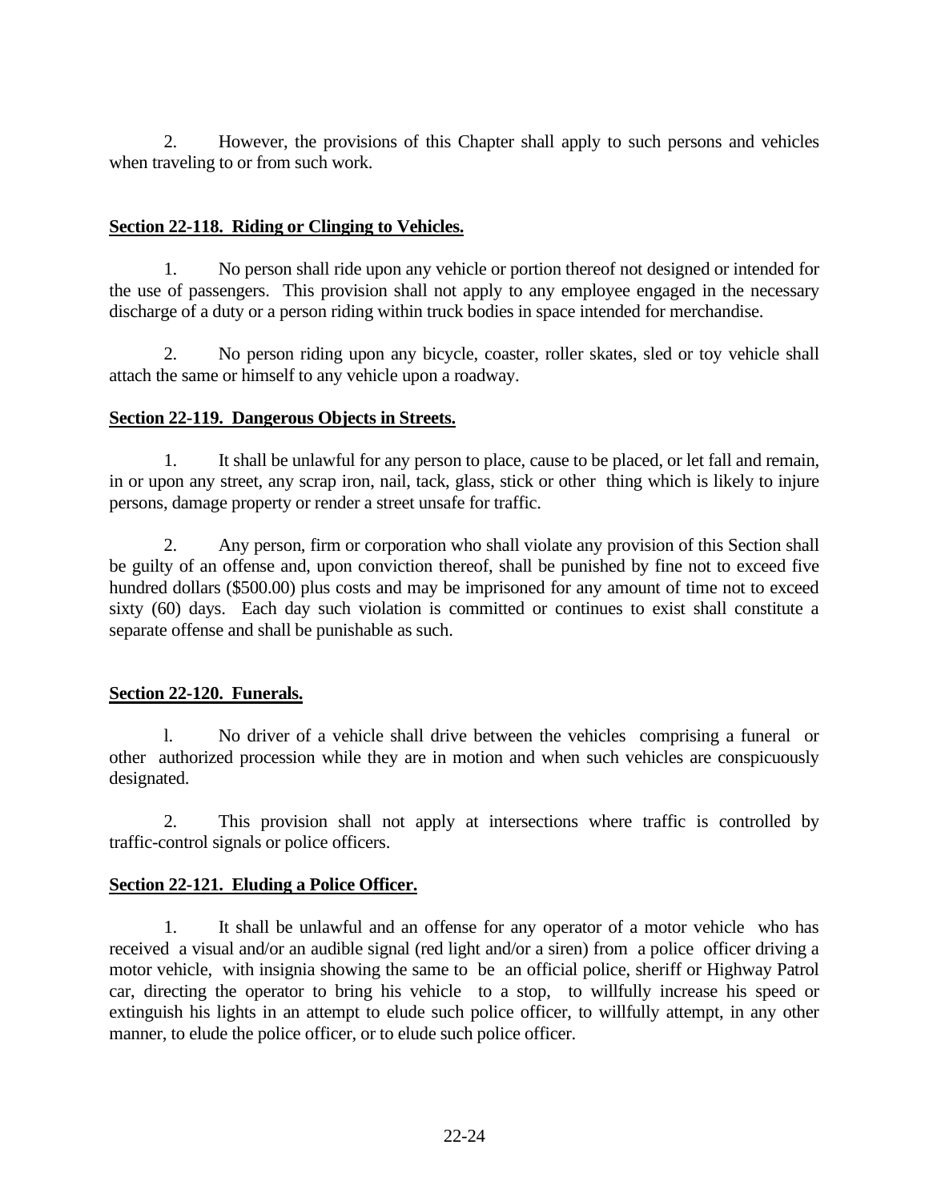2. However, the provisions of this Chapter shall apply to such persons and vehicles when traveling to or from such work.

**Section 22-118. Riding or Clinging to Vehicles.**

1. No person shall ride upon any vehicle or portion thereof not designed or intended for the use of passengers. This provision shall not apply to any employee engaged in the necessary discharge of a duty or a person riding within truck bodies in space intended for merchandise.

2. No person riding upon any bicycle, coaster, roller skates, sled or toy vehicle shall attach the same or himself to any vehicle upon a roadway.

**Section 22-119. Dangerous Objects in Streets.**

1. It shall be unlawful for any person to place, cause to be placed, or let fall and remain, in or upon any street, any scrap iron, nail, tack, glass, stick or other thing which is likely to injure persons, damage property or render a street unsafe for traffic.

2. Any person, firm or corporation who shall violate any provision of this Section shall be guilty of an offense and, upon conviction thereof, shall be punished by fine not to exceed five hundred dollars ($500.00) plus costs and may be imprisoned for any amount of time not to exceed sixty (60) days. Each day such violation is committed or continues to exist shall constitute a separate offense and shall be punishable as such.

**Section 22-120. Funerals.**

l. No driver of a vehicle shall drive between the vehicles comprising a funeral or other authorized procession while they are in motion and when such vehicles are conspicuously designated.

2. This provision shall not apply at intersections where traffic is controlled by traffic-control signals or police officers.

**Section 22-121. Eluding a Police Officer.**

1. It shall be unlawful and an offense for any operator of a motor vehicle who has received a visual and/or an audible signal (red light and/or a siren) from a police officer driving a motor vehicle, with insignia showing the same to be an official police, sheriff or Highway Patrol car, directing the operator to bring his vehicle to a stop, to willfully increase his speed or extinguish his lights in an attempt to elude such police officer, to willfully attempt, in any other manner, to elude the police officer, or to elude such police officer.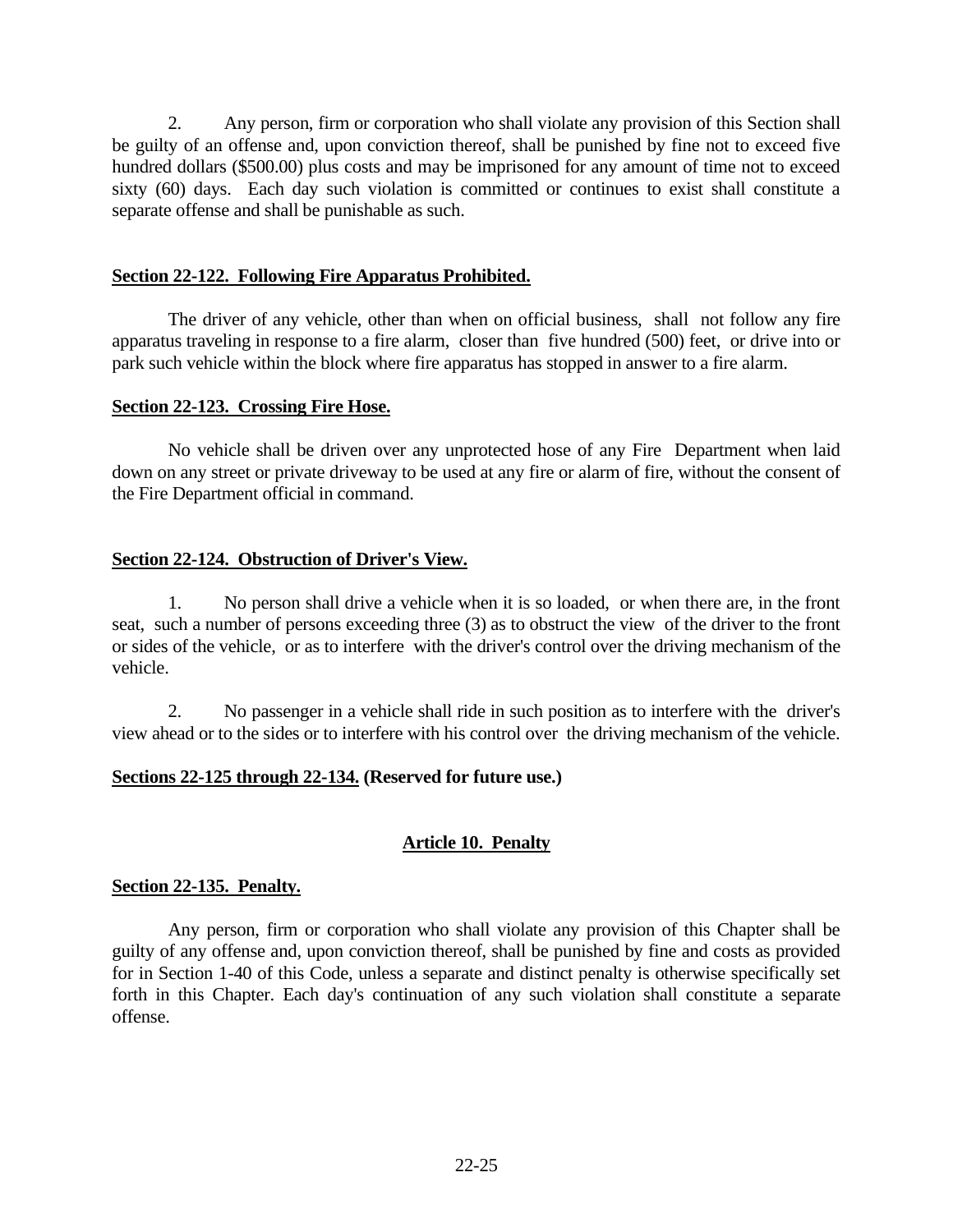2. Any person, firm or corporation who shall violate any provision of this Section shall be guilty of an offense and, upon conviction thereof, shall be punished by fine not to exceed five hundred dollars ($500.00) plus costs and may be imprisoned for any amount of time not to exceed sixty (60) days. Each day such violation is committed or continues to exist shall constitute a separate offense and shall be punishable as such.

**Section 22-122. Following Fire Apparatus Prohibited.**

The driver of any vehicle, other than when on official business, shall not follow any fire apparatus traveling in response to a fire alarm, closer than five hundred (500) feet, or drive into or park such vehicle within the block where fire apparatus has stopped in answer to a fire alarm.

**Section 22-123. Crossing Fire Hose.**

No vehicle shall be driven over any unprotected hose of any Fire Department when laid down on any street or private driveway to be used at any fire or alarm of fire, without the consent of the Fire Department official in command.

**Section 22-124. Obstruction of Driver's View.**

1. No person shall drive a vehicle when it is so loaded, or when there are, in the front seat, such a number of persons exceeding three (3) as to obstruct the view of the driver to the front or sides of the vehicle, or as to interfere with the driver's control over the driving mechanism of the vehicle.

2. No passenger in a vehicle shall ride in such position as to interfere with the driver's view ahead or to the sides or to interfere with his control over the driving mechanism of the vehicle.

**Sections 22-125 through 22-134. (Reserved for future use.)**

## Article 10. Penalty

**Section 22-135. Penalty.**

Any person, firm or corporation who shall violate any provision of this Chapter shall be guilty of any offense and, upon conviction thereof, shall be punished by fine and costs as provided for in Section 1-40 of this Code, unless a separate and distinct penalty is otherwise specifically set forth in this Chapter. Each day's continuation of any such violation shall constitute a separate offense.